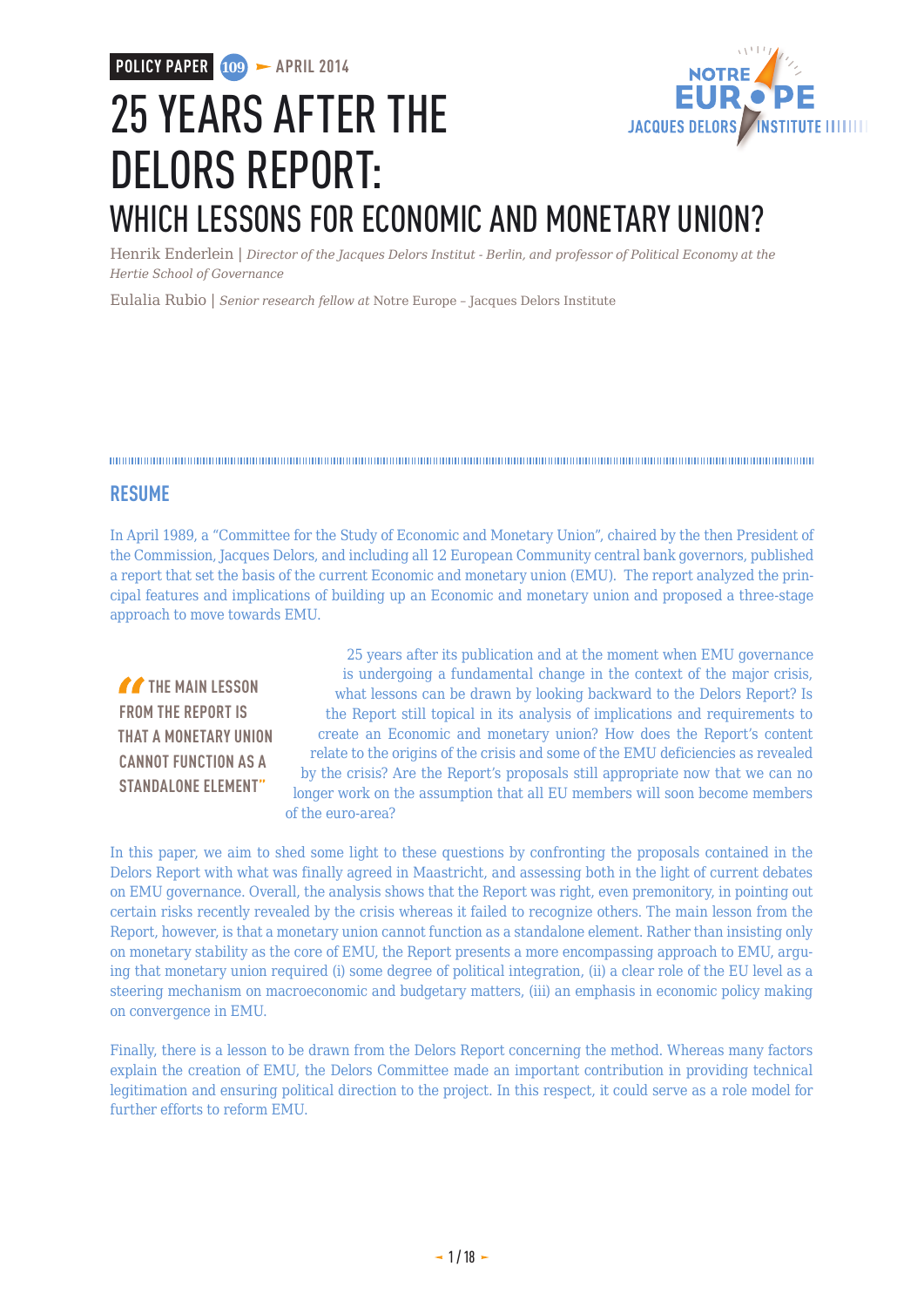POLICY PAPER 109 – APRIL 2014

# 25 YEARS AFTER THE DELORS REPORT: WHICH LESSONS FOR ECONOMIC AND MONETARY UNION?

Henrik Enderlein | *Director of the Jacques Delors Institut - Berlin, and professor of Political Economy at the Hertie School of Governance*

Eulalia Rubio | *Senior research fellow at* Notre Europe – Jacques Delors Institute

## RESUME

In April 1989, a "Committee for the Study of Economic and Monetary Union", chaired by the then President of the Commission, Jacques Delors, and including all 12 European Community central bank governors, published a report that set the basis of the current Economic and monetary union (EMU). The report analyzed the principal features and implications of building up an Economic and monetary union and proposed a three-stage approach to move towards EMU.

> "THE MAIN LESSON FROM THE REPORT IS THAT A MONETARY UNION CANNOT FUNCTION AS A STANDALONE ELEMENT"

25 years after its publication and at the moment when EMU governance is undergoing a fundamental change in the context of the major crisis, what lessons can be drawn by looking backward to the Delors Report? Is the Report still topical in its analysis of implications and requirements to create an Economic and monetary union? How does the Report's content relate to the origins of the crisis and some of the EMU deficiencies as revealed by the crisis? Are the Report's proposals still appropriate now that we can no longer work on the assumption that all EU members will soon become members of the euro-area?

In this paper, we aim to shed some light to these questions by confronting the proposals contained in the Delors Report with what was finally agreed in Maastricht, and assessing both in the light of current debates on EMU governance. Overall, the analysis shows that the Report was right, even premonitory, in pointing out certain risks recently revealed by the crisis whereas it failed to recognize others. The main lesson from the Report, however, is that a monetary union cannot function as a standalone element. Rather than insisting only on monetary stability as the core of EMU, the Report presents a more encompassing approach to EMU, arguing that monetary union required (i) some degree of political integration, (ii) a clear role of the EU level as a steering mechanism on macroeconomic and budgetary matters, (iii) an emphasis in economic policy making on convergence in EMU.

Finally, there is a lesson to be drawn from the Delors Report concerning the method. Whereas many factors explain the creation of EMU, the Delors Committee made an important contribution in providing technical legitimation and ensuring political direction to the project. In this respect, it could serve as a role model for further efforts to reform EMU.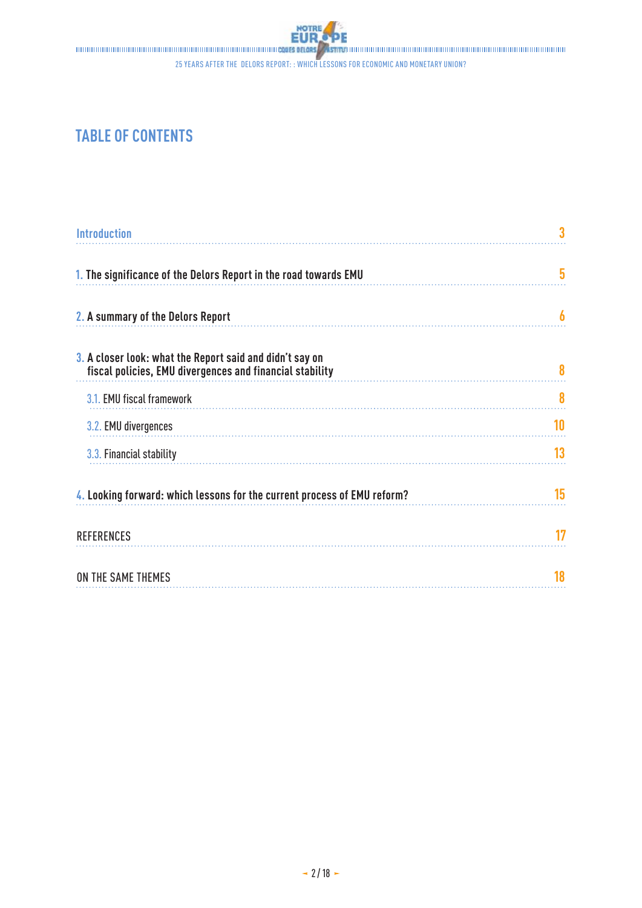# TABLE OF CONTENTS

Introduction 3

1. The significance of the Delors Report in the road towards EMU 5

2. A summary of the Delors Report 6

3. A closer look: what the Report said and didn't say on fiscal policies, EMU divergences and financial stability 8

 3.1. EMU fiscal framework 8

 3.2. EMU divergences 10

 3.3. Financial stability 13

4. Looking forward: which lessons for the current process of EMU reform? 15

REFERENCES 17

ON THE SAME THEMES 18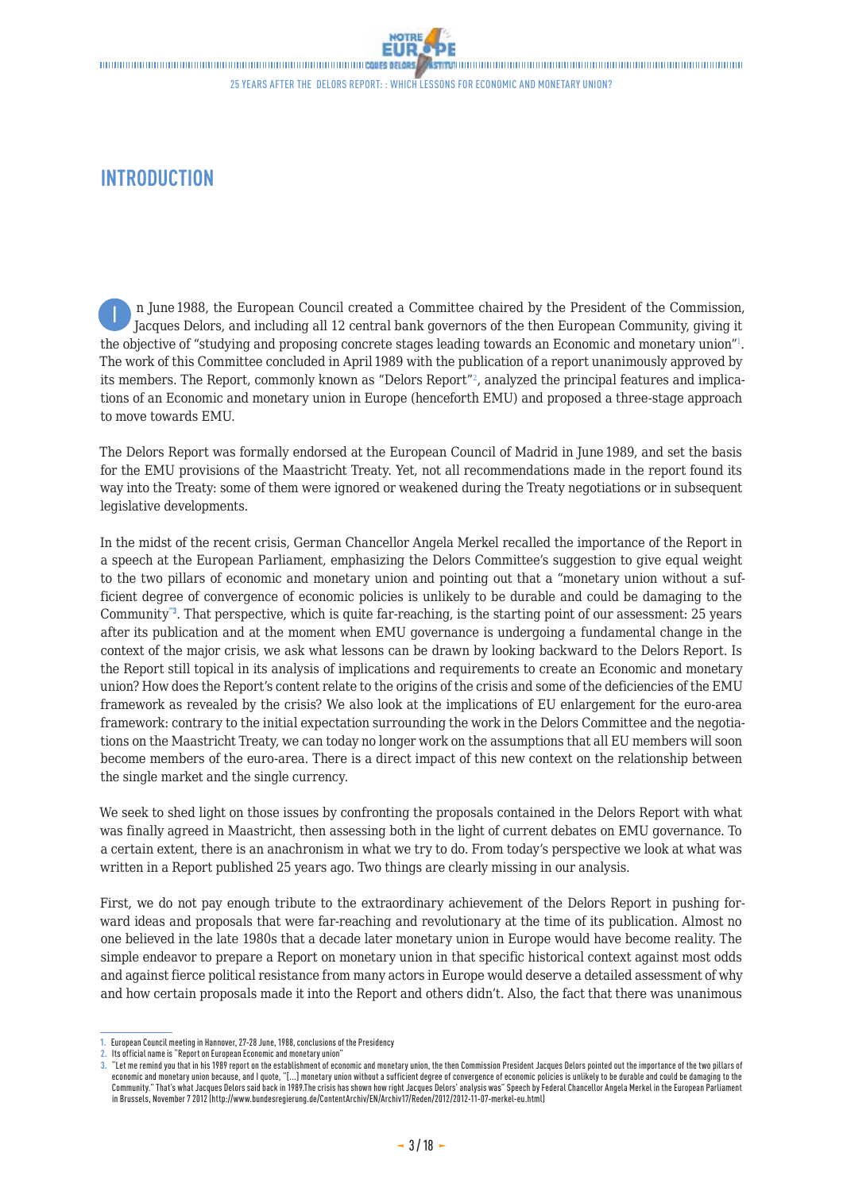# INTRODUCTION

In June 1988, the European Council created a Committee chaired by the President of the Commission, Jacques Delors, and including all 12 central bank governors of the then European Community, giving it the objective of "studying and proposing concrete stages leading towards an Economic and monetary union"[1]. The work of this Committee concluded in April 1989 with the publication of a report unanimously approved by its members. The Report, commonly known as "Delors Report"[2], analyzed the principal features and implications of an Economic and monetary union in Europe (henceforth EMU) and proposed a three-stage approach to move towards EMU.

The Delors Report was formally endorsed at the European Council of Madrid in June 1989, and set the basis for the EMU provisions of the Maastricht Treaty. Yet, not all recommendations made in the report found its way into the Treaty: some of them were ignored or weakened during the Treaty negotiations or in subsequent legislative developments.

In the midst of the recent crisis, German Chancellor Angela Merkel recalled the importance of the Report in a speech at the European Parliament, emphasizing the Delors Committee's suggestion to give equal weight to the two pillars of economic and monetary union and pointing out that a "monetary union without a sufficient degree of convergence of economic policies is unlikely to be durable and could be damaging to the Community"[3]. That perspective, which is quite far-reaching, is the starting point of our assessment: 25 years after its publication and at the moment when EMU governance is undergoing a fundamental change in the context of the major crisis, we ask what lessons can be drawn by looking backward to the Delors Report. Is the Report still topical in its analysis of implications and requirements to create an Economic and monetary union? How does the Report's content relate to the origins of the crisis and some of the deficiencies of the EMU framework as revealed by the crisis? We also look at the implications of EU enlargement for the euro-area framework: contrary to the initial expectation surrounding the work in the Delors Committee and the negotiations on the Maastricht Treaty, we can today no longer work on the assumptions that all EU members will soon become members of the euro-area. There is a direct impact of this new context on the relationship between the single market and the single currency.

We seek to shed light on those issues by confronting the proposals contained in the Delors Report with what was finally agreed in Maastricht, then assessing both in the light of current debates on EMU governance. To a certain extent, there is an anachronism in what we try to do. From today's perspective we look at what was written in a Report published 25 years ago. Two things are clearly missing in our analysis.

First, we do not pay enough tribute to the extraordinary achievement of the Delors Report in pushing forward ideas and proposals that were far-reaching and revolutionary at the time of its publication. Almost no one believed in the late 1980s that a decade later monetary union in Europe would have become reality. The simple endeavor to prepare a Report on monetary union in that specific historical context against most odds and against fierce political resistance from many actors in Europe would deserve a detailed assessment of why and how certain proposals made it into the Report and others didn't. Also, the fact that there was unanimous

---

1. European Council meeting in Hannover, 27-28 June, 1988, conclusions of the Presidency
2. Its official name is "Report on European Economic and monetary union"
3. "Let me remind you that in his 1989 report on the establishment of economic and monetary union, the then Commission President Jacques Delors pointed out the importance of the two pillars of economic and monetary union because, and I quote, "[...] monetary union without a sufficient degree of convergence of economic policies is unlikely to be durable and could be damaging to the Community." That's what Jacques Delors said back in 1989.The crisis has shown how right Jacques Delors' analysis was" Speech by Federal Chancellor Angela Merkel in the European Parliament in Brussels, November 7 2012 (http://www.bundesregierung.de/ContentArchiv/EN/Archiv17/Reden/2012/2012-11-07-merkel-eu.html)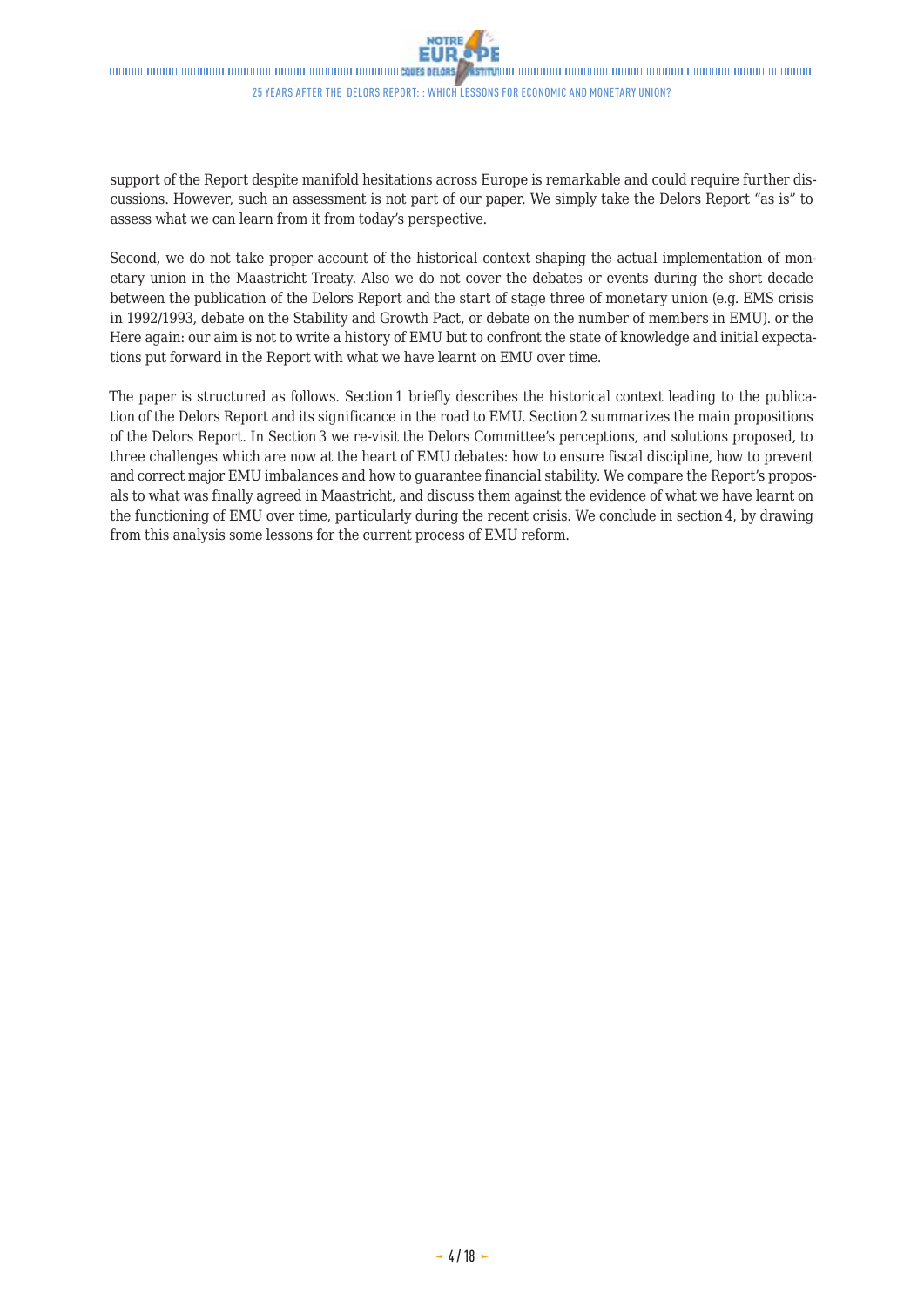support of the Report despite manifold hesitations across Europe is remarkable and could require further discussions. However, such an assessment is not part of our paper. We simply take the Delors Report "as is" to assess what we can learn from it from today's perspective.

Second, we do not take proper account of the historical context shaping the actual implementation of monetary union in the Maastricht Treaty. Also we do not cover the debates or events during the short decade between the publication of the Delors Report and the start of stage three of monetary union (e.g. EMS crisis in 1992/1993, debate on the Stability and Growth Pact, or debate on the number of members in EMU). or the Here again: our aim is not to write a history of EMU but to confront the state of knowledge and initial expectations put forward in the Report with what we have learnt on EMU over time.

The paper is structured as follows. Section 1 briefly describes the historical context leading to the publication of the Delors Report and its significance in the road to EMU. Section 2 summarizes the main propositions of the Delors Report. In Section 3 we re-visit the Delors Committee's perceptions, and solutions proposed, to three challenges which are now at the heart of EMU debates: how to ensure fiscal discipline, how to prevent and correct major EMU imbalances and how to guarantee financial stability. We compare the Report's proposals to what was finally agreed in Maastricht, and discuss them against the evidence of what we have learnt on the functioning of EMU over time, particularly during the recent crisis. We conclude in section 4, by drawing from this analysis some lessons for the current process of EMU reform.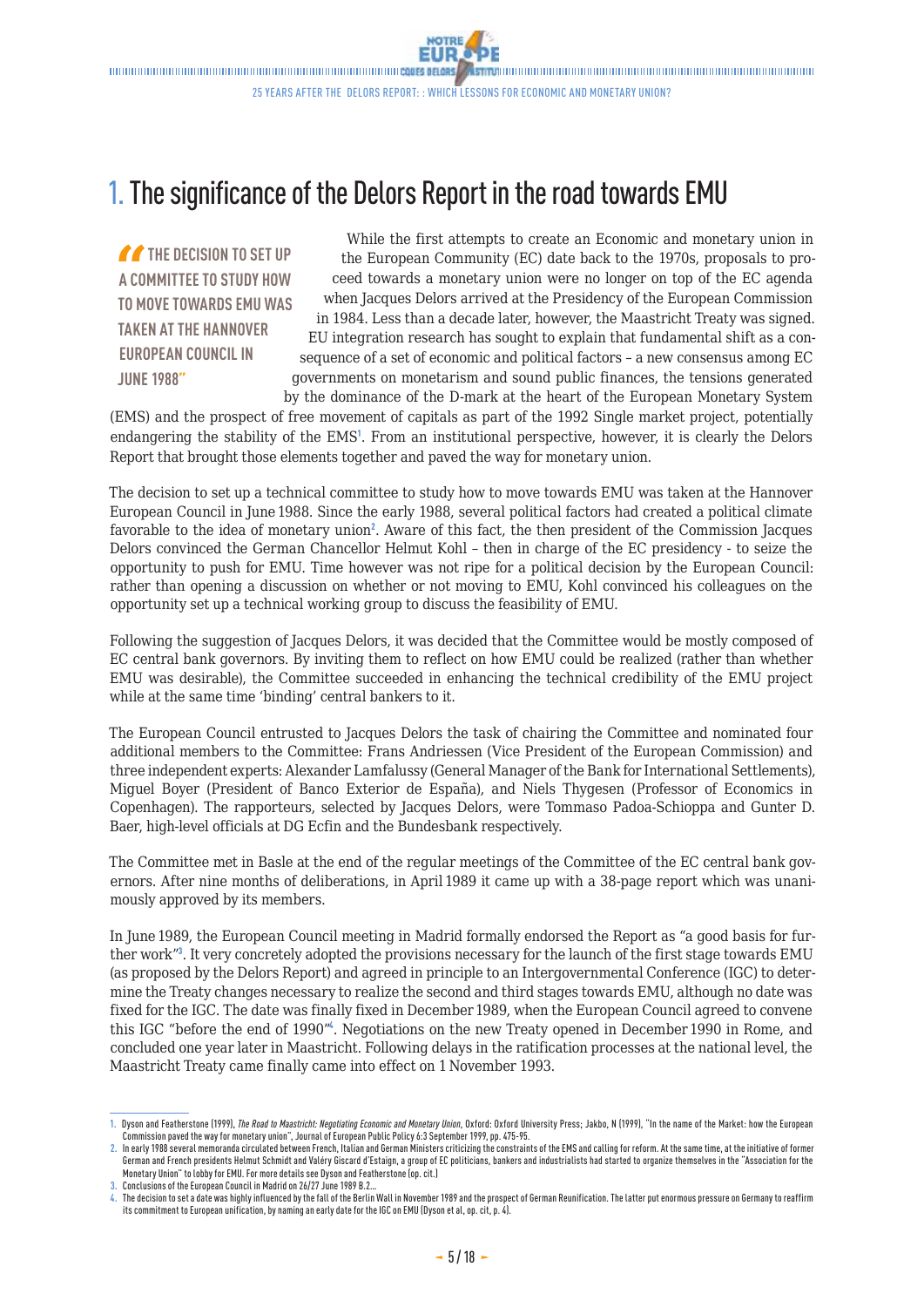# 1. The significance of the Delors Report in the road towards EMU

> "THE DECISION TO SET UP A COMMITTEE TO STUDY HOW TO MOVE TOWARDS EMU WAS TAKEN AT THE HANNOVER EUROPEAN COUNCIL IN JUNE 1988"

While the first attempts to create an Economic and monetary union in the European Community (EC) date back to the 1970s, proposals to proceed towards a monetary union were no longer on top of the EC agenda when Jacques Delors arrived at the Presidency of the European Commission in 1984. Less than a decade later, however, the Maastricht Treaty was signed. EU integration research has sought to explain that fundamental shift as a consequence of a set of economic and political factors – a new consensus among EC governments on monetarism and sound public finances, the tensions generated by the dominance of the D-mark at the heart of the European Monetary System (EMS) and the prospect of free movement of capitals as part of the 1992 Single market project, potentially endangering the stability of the EMS[1]. From an institutional perspective, however, it is clearly the Delors Report that brought those elements together and paved the way for monetary union.

The decision to set up a technical committee to study how to move towards EMU was taken at the Hannover European Council in June 1988. Since the early 1988, several political factors had created a political climate favorable to the idea of monetary union[2]. Aware of this fact, the then president of the Commission Jacques Delors convinced the German Chancellor Helmut Kohl – then in charge of the EC presidency - to seize the opportunity to push for EMU. Time however was not ripe for a political decision by the European Council: rather than opening a discussion on whether or not moving to EMU, Kohl convinced his colleagues on the opportunity set up a technical working group to discuss the feasibility of EMU.

Following the suggestion of Jacques Delors, it was decided that the Committee would be mostly composed of EC central bank governors. By inviting them to reflect on how EMU could be realized (rather than whether EMU was desirable), the Committee succeeded in enhancing the technical credibility of the EMU project while at the same time 'binding' central bankers to it.

The European Council entrusted to Jacques Delors the task of chairing the Committee and nominated four additional members to the Committee: Frans Andriessen (Vice President of the European Commission) and three independent experts: Alexander Lamfalussy (General Manager of the Bank for International Settlements), Miguel Boyer (President of Banco Exterior de España), and Niels Thygesen (Professor of Economics in Copenhagen). The rapporteurs, selected by Jacques Delors, were Tommaso Padoa-Schioppa and Gunter D. Baer, high-level officials at DG Ecfin and the Bundesbank respectively.

The Committee met in Basle at the end of the regular meetings of the Committee of the EC central bank governors. After nine months of deliberations, in April 1989 it came up with a 38-page report which was unanimously approved by its members.

In June 1989, the European Council meeting in Madrid formally endorsed the Report as "a good basis for further work"[3]. It very concretely adopted the provisions necessary for the launch of the first stage towards EMU (as proposed by the Delors Report) and agreed in principle to an Intergovernmental Conference (IGC) to determine the Treaty changes necessary to realize the second and third stages towards EMU, although no date was fixed for the IGC. The date was finally fixed in December 1989, when the European Council agreed to convene this IGC "before the end of 1990"[4]. Negotiations on the new Treaty opened in December 1990 in Rome, and concluded one year later in Maastricht. Following delays in the ratification processes at the national level, the Maastricht Treaty came finally came into effect on 1 November 1993.

---

1. Dyson and Featherstone (1999), *The Road to Maastricht: Negotiating Economic and Monetary Union*, Oxford: Oxford University Press; Jakbo, N (1999), "In the name of the Market: how the European Commission paved the way for monetary union", Journal of European Public Policy 6:3 September 1999, pp. 475-95.
2. In early 1988 several memoranda circulated between French, Italian and German Ministers criticizing the constraints of the EMS and calling for reform. At the same time, at the initiative of former German and French presidents Helmut Schmidt and Valéry Giscard d'Estaign, a group of EC politicians, bankers and industrialists had started to organize themselves in the "Association for the Monetary Union" to lobby for EMU. For more details see Dyson and Featherstone (op. cit.)
3. Conclusions of the European Council in Madrid on 26/27 June 1989 B.2...
4. The decision to set a date was highly influenced by the fall of the Berlin Wall in November 1989 and the prospect of German Reunification. The latter put enormous pressure on Germany to reaffirm its commitment to European unification, by naming an early date for the IGC on EMU (Dyson et al, op. cit, p. 4).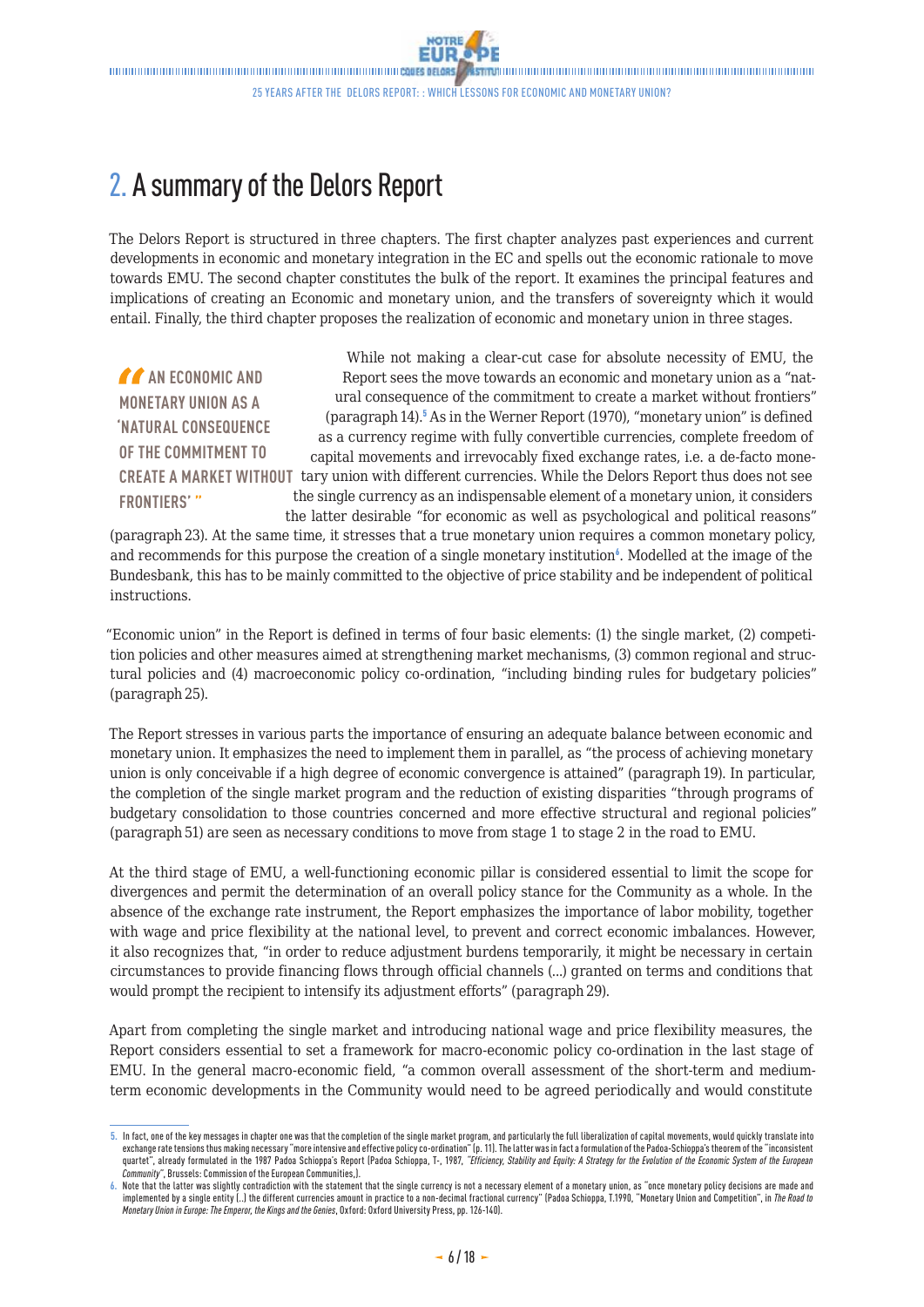## 2. A summary of the Delors Report

The Delors Report is structured in three chapters. The first chapter analyzes past experiences and current developments in economic and monetary integration in the EC and spells out the economic rationale to move towards EMU. The second chapter constitutes the bulk of the report. It examines the principal features and implications of creating an Economic and monetary union, and the transfers of sovereignty which it would entail. Finally, the third chapter proposes the realization of economic and monetary union in three stages.

> **"AN ECONOMIC AND MONETARY UNION AS A 'NATURAL CONSEQUENCE OF THE COMMITMENT TO CREATE A MARKET WITHOUT FRONTIERS'"**

While not making a clear-cut case for absolute necessity of EMU, the Report sees the move towards an economic and monetary union as a "natural consequence of the commitment to create a market without frontiers" (paragraph 14).[5] As in the Werner Report (1970), "monetary union" is defined as a currency regime with fully convertible currencies, complete freedom of capital movements and irrevocably fixed exchange rates, i.e. a de-facto monetary union with different currencies. While the Delors Report thus does not see the single currency as an indispensable element of a monetary union, it considers the latter desirable "for economic as well as psychological and political reasons" (paragraph 23). At the same time, it stresses that a true monetary union requires a common monetary policy, and recommends for this purpose the creation of a single monetary institution[6]. Modelled at the image of the Bundesbank, this has to be mainly committed to the objective of price stability and be independent of political instructions.

"Economic union" in the Report is defined in terms of four basic elements: (1) the single market, (2) competition policies and other measures aimed at strengthening market mechanisms, (3) common regional and structural policies and (4) macroeconomic policy co-ordination, "including binding rules for budgetary policies" (paragraph 25).

The Report stresses in various parts the importance of ensuring an adequate balance between economic and monetary union. It emphasizes the need to implement them in parallel, as "the process of achieving monetary union is only conceivable if a high degree of economic convergence is attained" (paragraph 19). In particular, the completion of the single market program and the reduction of existing disparities "through programs of budgetary consolidation to those countries concerned and more effective structural and regional policies" (paragraph 51) are seen as necessary conditions to move from stage 1 to stage 2 in the road to EMU.

At the third stage of EMU, a well-functioning economic pillar is considered essential to limit the scope for divergences and permit the determination of an overall policy stance for the Community as a whole. In the absence of the exchange rate instrument, the Report emphasizes the importance of labor mobility, together with wage and price flexibility at the national level, to prevent and correct economic imbalances. However, it also recognizes that, "in order to reduce adjustment burdens temporarily, it might be necessary in certain circumstances to provide financing flows through official channels (...) granted on terms and conditions that would prompt the recipient to intensify its adjustment efforts" (paragraph 29).

Apart from completing the single market and introducing national wage and price flexibility measures, the Report considers essential to set a framework for macro-economic policy co-ordination in the last stage of EMU. In the general macro-economic field, "a common overall assessment of the short-term and medium-term economic developments in the Community would need to be agreed periodically and would constitute

---

5. In fact, one of the key messages in chapter one was that the completion of the single market program, and particularly the full liberalization of capital movements, would quickly translate into exchange rate tensions thus making necessary "more intensive and effective policy co-ordination" (p. 11). The latter was in fact a formulation of the Padoa-Schioppa's theorem of the "inconsistent quartet", already formulated in the 1987 Padoa Schioppa's Report (Padoa Schioppa, T-, 1987, *"Efficiency, Stability and Equity: A Strategy for the Evolution of the Economic System of the European Community"*, Brussels: Commission of the European Communities,).

6. Note that the latter was slightly contradiction with the statement that the single currency is not a necessary element of a monetary union, as "once monetary policy decisions are made and implemented by a single entity [..] the different currencies amount in practice to a non-decimal fractional currency" (Padoa Schioppa, T.1990, "Monetary Union and Competition", in *The Road to Monetary Union in Europe: The Emperor, the Kings and the Genies*, Oxford: Oxford University Press, pp. 126-140).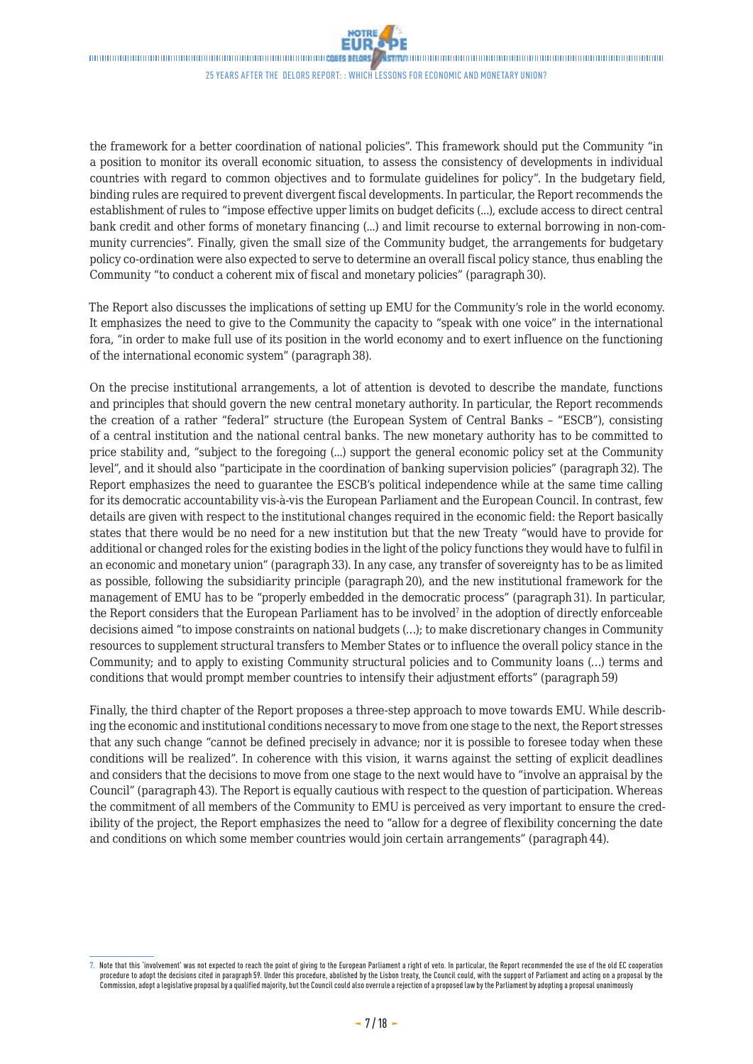the framework for a better coordination of national policies". This framework should put the Community "in a position to monitor its overall economic situation, to assess the consistency of developments in individual countries with regard to common objectives and to formulate guidelines for policy". In the budgetary field, binding rules are required to prevent divergent fiscal developments. In particular, the Report recommends the establishment of rules to "impose effective upper limits on budget deficits (...), exclude access to direct central bank credit and other forms of monetary financing (...) and limit recourse to external borrowing in non-community currencies". Finally, given the small size of the Community budget, the arrangements for budgetary policy co-ordination were also expected to serve to determine an overall fiscal policy stance, thus enabling the Community "to conduct a coherent mix of fiscal and monetary policies" (paragraph 30).

The Report also discusses the implications of setting up EMU for the Community's role in the world economy. It emphasizes the need to give to the Community the capacity to "speak with one voice" in the international fora, "in order to make full use of its position in the world economy and to exert influence on the functioning of the international economic system" (paragraph 38).

On the precise institutional arrangements, a lot of attention is devoted to describe the mandate, functions and principles that should govern the new central monetary authority. In particular, the Report recommends the creation of a rather "federal" structure (the European System of Central Banks – "ESCB"), consisting of a central institution and the national central banks. The new monetary authority has to be committed to price stability and, "subject to the foregoing (...) support the general economic policy set at the Community level", and it should also "participate in the coordination of banking supervision policies" (paragraph 32). The Report emphasizes the need to guarantee the ESCB's political independence while at the same time calling for its democratic accountability vis-à-vis the European Parliament and the European Council. In contrast, few details are given with respect to the institutional changes required in the economic field: the Report basically states that there would be no need for a new institution but that the new Treaty "would have to provide for additional or changed roles for the existing bodies in the light of the policy functions they would have to fulfil in an economic and monetary union" (paragraph 33). In any case, any transfer of sovereignty has to be as limited as possible, following the subsidiarity principle (paragraph 20), and the new institutional framework for the management of EMU has to be "properly embedded in the democratic process" (paragraph 31). In particular, the Report considers that the European Parliament has to be involved[7] in the adoption of directly enforceable decisions aimed "to impose constraints on national budgets (…); to make discretionary changes in Community resources to supplement structural transfers to Member States or to influence the overall policy stance in the Community; and to apply to existing Community structural policies and to Community loans (…) terms and conditions that would prompt member countries to intensify their adjustment efforts" (paragraph 59)

Finally, the third chapter of the Report proposes a three-step approach to move towards EMU. While describing the economic and institutional conditions necessary to move from one stage to the next, the Report stresses that any such change "cannot be defined precisely in advance; nor it is possible to foresee today when these conditions will be realized". In coherence with this vision, it warns against the setting of explicit deadlines and considers that the decisions to move from one stage to the next would have to "involve an appraisal by the Council" (paragraph 43). The Report is equally cautious with respect to the question of participation. Whereas the commitment of all members of the Community to EMU is perceived as very important to ensure the credibility of the project, the Report emphasizes the need to "allow for a degree of flexibility concerning the date and conditions on which some member countries would join certain arrangements" (paragraph 44).

---

7. Note that this 'involvement' was not expected to reach the point of giving to the European Parliament a right of veto. In particular, the Report recommended the use of the old EC cooperation procedure to adopt the decisions cited in paragraph 59. Under this procedure, abolished by the Lisbon treaty, the Council could, with the support of Parliament and acting on a proposal by the Commission, adopt a legislative proposal by a qualified majority, but the Council could also overrule a rejection of a proposed law by the Parliament by adopting a proposal unanimously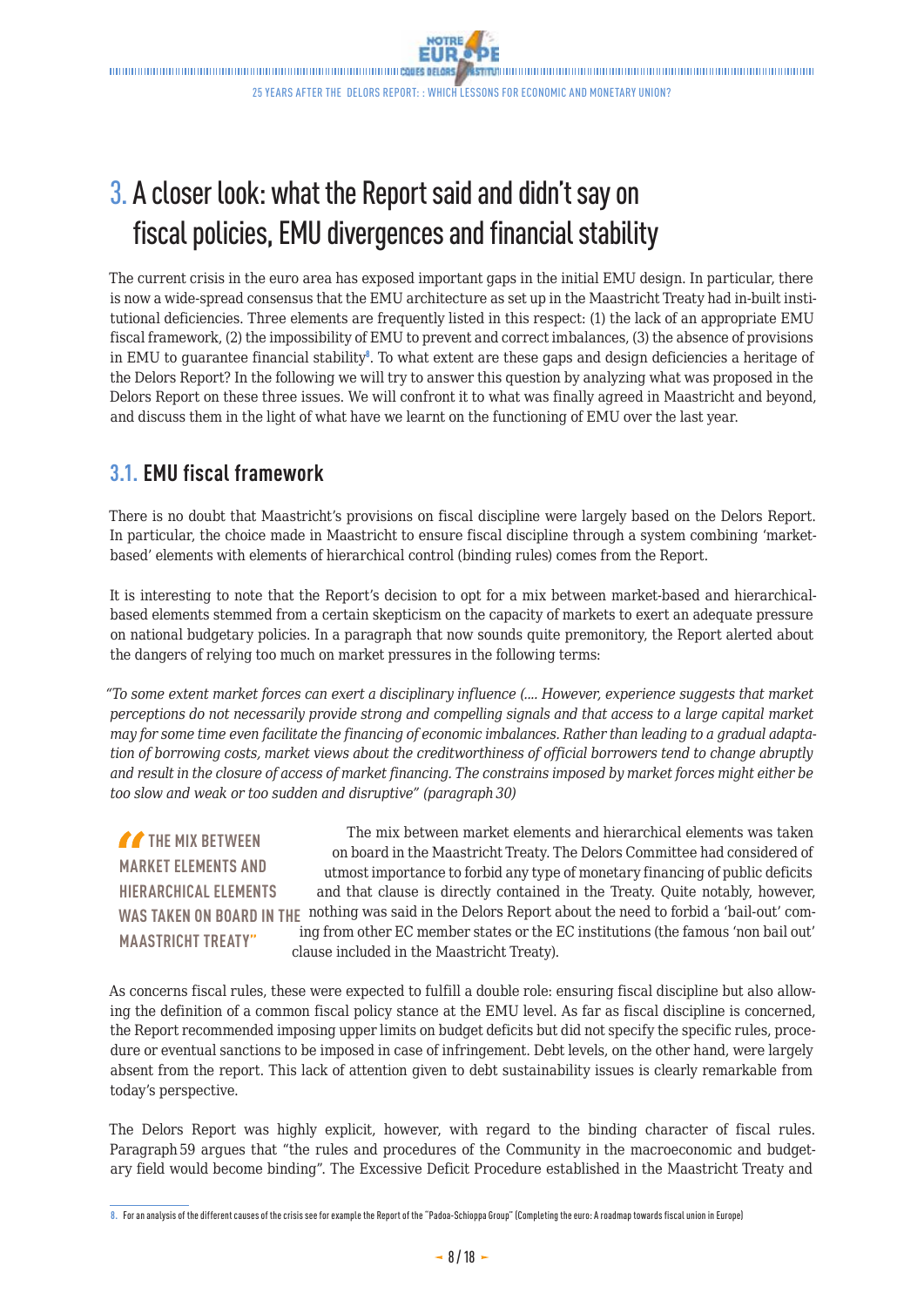# 3. A closer look: what the Report said and didn't say on fiscal policies, EMU divergences and financial stability

The current crisis in the euro area has exposed important gaps in the initial EMU design. In particular, there is now a wide-spread consensus that the EMU architecture as set up in the Maastricht Treaty had in-built institutional deficiencies. Three elements are frequently listed in this respect: (1) the lack of an appropriate EMU fiscal framework, (2) the impossibility of EMU to prevent and correct imbalances, (3) the absence of provisions in EMU to guarantee financial stability[8]. To what extent are these gaps and design deficiencies a heritage of the Delors Report? In the following we will try to answer this question by analyzing what was proposed in the Delors Report on these three issues. We will confront it to what was finally agreed in Maastricht and beyond, and discuss them in the light of what have we learnt on the functioning of EMU over the last year.

## 3.1. EMU fiscal framework

There is no doubt that Maastricht's provisions on fiscal discipline were largely based on the Delors Report. In particular, the choice made in Maastricht to ensure fiscal discipline through a system combining 'market-based' elements with elements of hierarchical control (binding rules) comes from the Report.

It is interesting to note that the Report's decision to opt for a mix between market-based and hierarchical-based elements stemmed from a certain skepticism on the capacity of markets to exert an adequate pressure on national budgetary policies. In a paragraph that now sounds quite premonitory, the Report alerted about the dangers of relying too much on market pressures in the following terms:

*"To some extent market forces can exert a disciplinary influence (.... However, experience suggests that market perceptions do not necessarily provide strong and compelling signals and that access to a large capital market may for some time even facilitate the financing of economic imbalances. Rather than leading to a gradual adaptation of borrowing costs, market views about the creditworthiness of official borrowers tend to change abruptly and result in the closure of access of market financing. The constrains imposed by market forces might either be too slow and weak or too sudden and disruptive" (paragraph 30)*

> **"THE MIX BETWEEN MARKET ELEMENTS AND HIERARCHICAL ELEMENTS WAS TAKEN ON BOARD IN THE MAASTRICHT TREATY"**

The mix between market elements and hierarchical elements was taken on board in the Maastricht Treaty. The Delors Committee had considered of utmost importance to forbid any type of monetary financing of public deficits and that clause is directly contained in the Treaty. Quite notably, however, nothing was said in the Delors Report about the need to forbid a 'bail-out' coming from other EC member states or the EC institutions (the famous 'non bail out' clause included in the Maastricht Treaty).

As concerns fiscal rules, these were expected to fulfill a double role: ensuring fiscal discipline but also allowing the definition of a common fiscal policy stance at the EMU level. As far as fiscal discipline is concerned, the Report recommended imposing upper limits on budget deficits but did not specify the specific rules, procedure or eventual sanctions to be imposed in case of infringement. Debt levels, on the other hand, were largely absent from the report. This lack of attention given to debt sustainability issues is clearly remarkable from today's perspective.

The Delors Report was highly explicit, however, with regard to the binding character of fiscal rules. Paragraph 59 argues that "the rules and procedures of the Community in the macroeconomic and budgetary field would become binding". The Excessive Deficit Procedure established in the Maastricht Treaty and

---

8. For an analysis of the different causes of the crisis see for example the Report of the "Padoa-Schioppa Group" (Completing the euro: A roadmap towards fiscal union in Europe)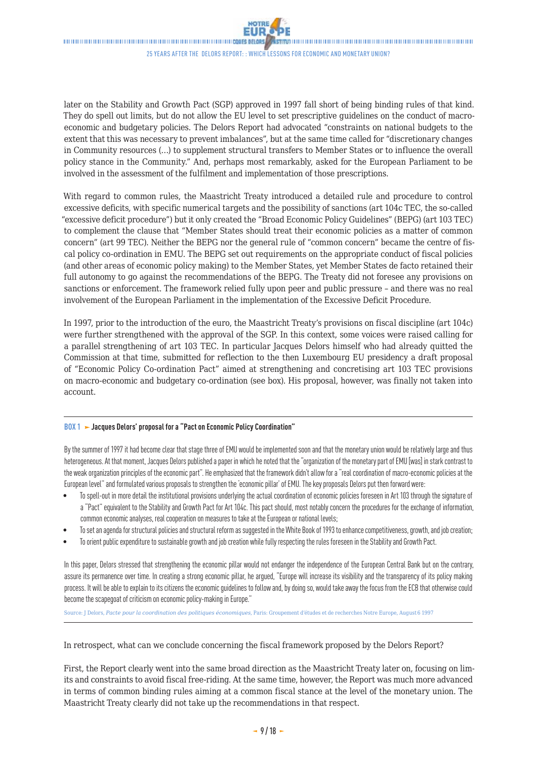later on the Stability and Growth Pact (SGP) approved in 1997 fall short of being binding rules of that kind. They do spell out limits, but do not allow the EU level to set prescriptive guidelines on the conduct of macro-economic and budgetary policies. The Delors Report had advocated "constraints on national budgets to the extent that this was necessary to prevent imbalances", but at the same time called for "discretionary changes in Community resources (…) to supplement structural transfers to Member States or to influence the overall policy stance in the Community." And, perhaps most remarkably, asked for the European Parliament to be involved in the assessment of the fulfilment and implementation of those prescriptions.

With regard to common rules, the Maastricht Treaty introduced a detailed rule and procedure to control excessive deficits, with specific numerical targets and the possibility of sanctions (art 104c TEC, the so-called "excessive deficit procedure") but it only created the "Broad Economic Policy Guidelines" (BEPG) (art 103 TEC) to complement the clause that "Member States should treat their economic policies as a matter of common concern" (art 99 TEC). Neither the BEPG nor the general rule of "common concern" became the centre of fiscal policy co-ordination in EMU. The BEPG set out requirements on the appropriate conduct of fiscal policies (and other areas of economic policy making) to the Member States, yet Member States de facto retained their full autonomy to go against the recommendations of the BEPG. The Treaty did not foresee any provisions on sanctions or enforcement. The framework relied fully upon peer and public pressure – and there was no real involvement of the European Parliament in the implementation of the Excessive Deficit Procedure.

In 1997, prior to the introduction of the euro, the Maastricht Treaty's provisions on fiscal discipline (art 104c) were further strengthened with the approval of the SGP. In this context, some voices were raised calling for a parallel strengthening of art 103 TEC. In particular Jacques Delors himself who had already quitted the Commission at that time, submitted for reflection to the then Luxembourg EU presidency a draft proposal of "Economic Policy Co-ordination Pact" aimed at strengthening and concretising art 103 TEC provisions on macro-economic and budgetary co-ordination (see box). His proposal, however, was finally not taken into account.

---

**BOX 1 ► Jacques Delors' proposal for a "Pact on Economic Policy Coordination"**

By the summer of 1997 it had become clear that stage three of EMU would be implemented soon and that the monetary union would be relatively large and thus heterogeneous. At that moment, Jacques Delors published a paper in which he noted that the "organization of the monetary part of EMU [was] in stark contrast to the weak organization principles of the economic part". He emphasized that the framework didn't allow for a "real coordination of macro-economic policies at the European level" and formulated various proposals to strengthen the 'economic pillar' of EMU. The key proposals Delors put then forward were:

- To spell-out in more detail the institutional provisions underlying the actual coordination of economic policies foreseen in Art 103 through the signature of a "Pact" equivalent to the Stability and Growth Pact for Art 104c. This pact should, most notably concern the procedures for the exchange of information, common economic analyses, real cooperation on measures to take at the European or national levels;
- To set an agenda for structural policies and structural reform as suggested in the White Book of 1993 to enhance competitiveness, growth, and job creation;
- To orient public expenditure to sustainable growth and job creation while fully respecting the rules foreseen in the Stability and Growth Pact.

In this paper, Delors stressed that strengthening the economic pillar would not endanger the independence of the European Central Bank but on the contrary, assure its permanence over time. In creating a strong economic pillar, he argued, "Europe will increase its visibility and the transparency of its policy making process. It will be able to explain to its citizens the economic guidelines to follow and, by doing so, would take away the focus from the ECB that otherwise could become the scapegoat of criticism on economic policy-making in Europe."

Source: J Delors, *Pacte pour la coordination des politiques économiques*, Paris: Groupement d'études et de recherches Notre Europe, August 6 1997

---

In retrospect, what can we conclude concerning the fiscal framework proposed by the Delors Report?

First, the Report clearly went into the same broad direction as the Maastricht Treaty later on, focusing on limits and constraints to avoid fiscal free-riding. At the same time, however, the Report was much more advanced in terms of common binding rules aiming at a common fiscal stance at the level of the monetary union. The Maastricht Treaty clearly did not take up the recommendations in that respect.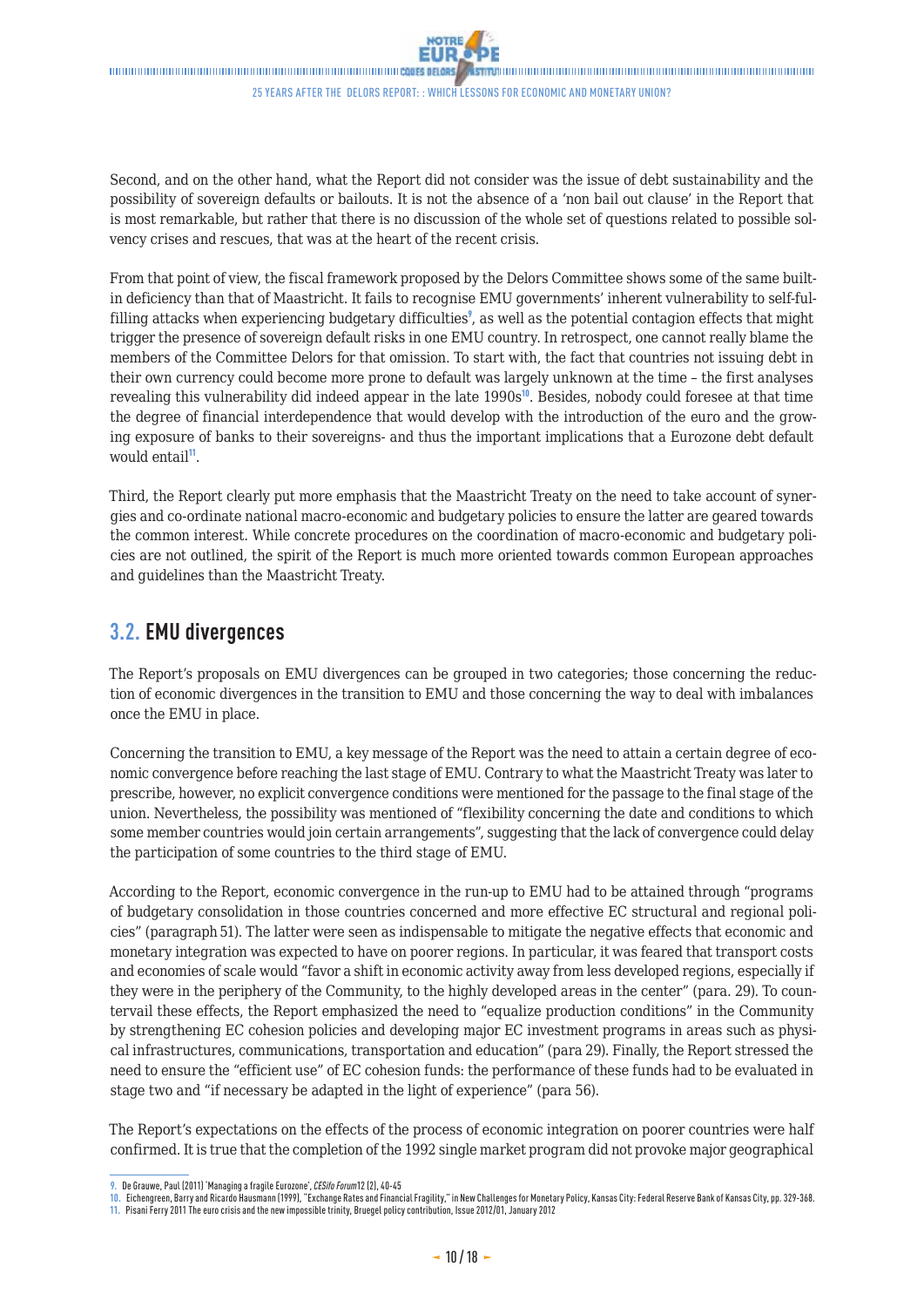Second, and on the other hand, what the Report did not consider was the issue of debt sustainability and the possibility of sovereign defaults or bailouts. It is not the absence of a 'non bail out clause' in the Report that is most remarkable, but rather that there is no discussion of the whole set of questions related to possible solvency crises and rescues, that was at the heart of the recent crisis.

From that point of view, the fiscal framework proposed by the Delors Committee shows some of the same built-in deficiency than that of Maastricht. It fails to recognise EMU governments' inherent vulnerability to self-fulfilling attacks when experiencing budgetary difficulties[9], as well as the potential contagion effects that might trigger the presence of sovereign default risks in one EMU country. In retrospect, one cannot really blame the members of the Committee Delors for that omission. To start with, the fact that countries not issuing debt in their own currency could become more prone to default was largely unknown at the time – the first analyses revealing this vulnerability did indeed appear in the late 1990s[10]. Besides, nobody could foresee at that time the degree of financial interdependence that would develop with the introduction of the euro and the growing exposure of banks to their sovereigns- and thus the important implications that a Eurozone debt default would entail[11].

Third, the Report clearly put more emphasis that the Maastricht Treaty on the need to take account of synergies and co-ordinate national macro-economic and budgetary policies to ensure the latter are geared towards the common interest. While concrete procedures on the coordination of macro-economic and budgetary policies are not outlined, the spirit of the Report is much more oriented towards common European approaches and guidelines than the Maastricht Treaty.

## 3.2. EMU divergences

The Report's proposals on EMU divergences can be grouped in two categories; those concerning the reduction of economic divergences in the transition to EMU and those concerning the way to deal with imbalances once the EMU in place.

Concerning the transition to EMU, a key message of the Report was the need to attain a certain degree of economic convergence before reaching the last stage of EMU. Contrary to what the Maastricht Treaty was later to prescribe, however, no explicit convergence conditions were mentioned for the passage to the final stage of the union. Nevertheless, the possibility was mentioned of "flexibility concerning the date and conditions to which some member countries would join certain arrangements", suggesting that the lack of convergence could delay the participation of some countries to the third stage of EMU.

According to the Report, economic convergence in the run-up to EMU had to be attained through "programs of budgetary consolidation in those countries concerned and more effective EC structural and regional policies" (paragraph 51). The latter were seen as indispensable to mitigate the negative effects that economic and monetary integration was expected to have on poorer regions. In particular, it was feared that transport costs and economies of scale would "favor a shift in economic activity away from less developed regions, especially if they were in the periphery of the Community, to the highly developed areas in the center" (para. 29). To countervail these effects, the Report emphasized the need to "equalize production conditions" in the Community by strengthening EC cohesion policies and developing major EC investment programs in areas such as physical infrastructures, communications, transportation and education" (para 29). Finally, the Report stressed the need to ensure the "efficient use" of EC cohesion funds: the performance of these funds had to be evaluated in stage two and "if necessary be adapted in the light of experience" (para 56).

The Report's expectations on the effects of the process of economic integration on poorer countries were half confirmed. It is true that the completion of the 1992 single market program did not provoke major geographical

---

9. De Grauwe, Paul (2011) 'Managing a fragile Eurozone', *CESifo Forum* 12 (2), 40-45

10. Eichengreen, Barry and Ricardo Hausmann (1999), "Exchange Rates and Financial Fragility," in New Challenges for Monetary Policy, Kansas City: Federal Reserve Bank of Kansas City, pp. 329-368.

11. Pisani Ferry 2011 The euro crisis and the new impossible trinity, Bruegel policy contribution, Issue 2012/01, January 2012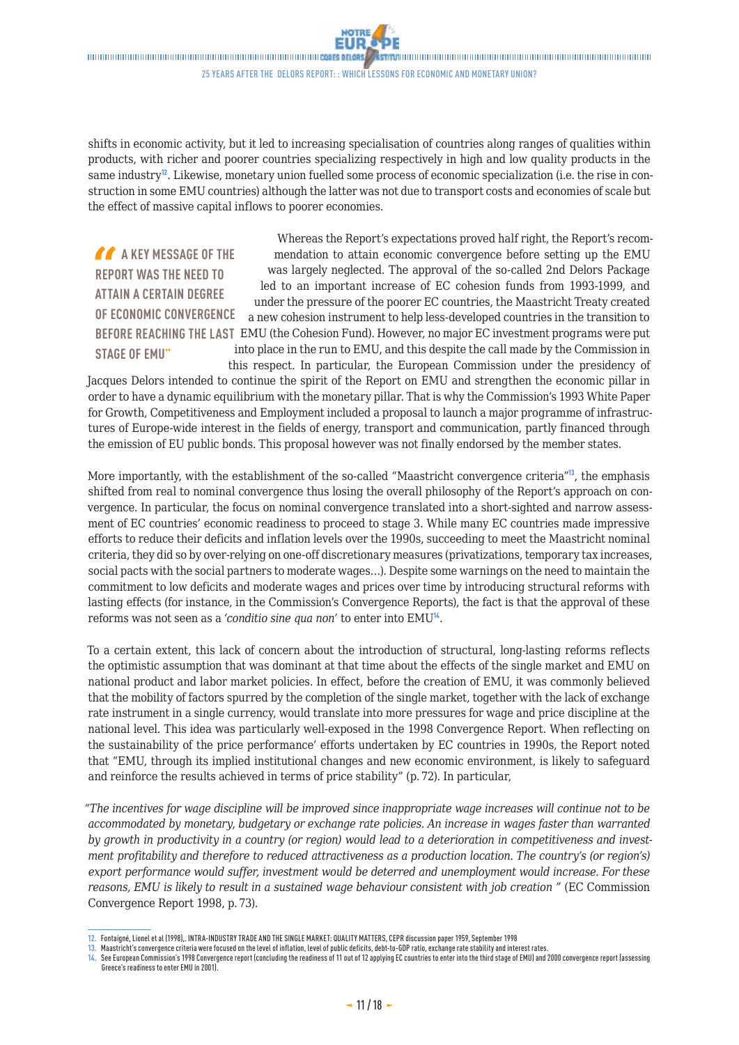shifts in economic activity, but it led to increasing specialisation of countries along ranges of qualities within products, with richer and poorer countries specializing respectively in high and low quality products in the same industry[12]. Likewise, monetary union fuelled some process of economic specialization (i.e. the rise in construction in some EMU countries) although the latter was not due to transport costs and economies of scale but the effect of massive capital inflows to poorer economies.

> **"A KEY MESSAGE OF THE REPORT WAS THE NEED TO ATTAIN A CERTAIN DEGREE OF ECONOMIC CONVERGENCE BEFORE REACHING THE LAST STAGE OF EMU"**

Whereas the Report's expectations proved half right, the Report's recommendation to attain economic convergence before setting up the EMU was largely neglected. The approval of the so-called 2nd Delors Package led to an important increase of EC cohesion funds from 1993-1999, and under the pressure of the poorer EC countries, the Maastricht Treaty created a new cohesion instrument to help less-developed countries in the transition to EMU (the Cohesion Fund). However, no major EC investment programs were put into place in the run to EMU, and this despite the call made by the Commission in this respect. In particular, the European Commission under the presidency of Jacques Delors intended to continue the spirit of the Report on EMU and strengthen the economic pillar in order to have a dynamic equilibrium with the monetary pillar. That is why the Commission's 1993 White Paper for Growth, Competitiveness and Employment included a proposal to launch a major programme of infrastructures of Europe-wide interest in the fields of energy, transport and communication, partly financed through the emission of EU public bonds. This proposal however was not finally endorsed by the member states.

More importantly, with the establishment of the so-called "Maastricht convergence criteria"[13], the emphasis shifted from real to nominal convergence thus losing the overall philosophy of the Report's approach on convergence. In particular, the focus on nominal convergence translated into a short-sighted and narrow assessment of EC countries' economic readiness to proceed to stage 3. While many EC countries made impressive efforts to reduce their deficits and inflation levels over the 1990s, succeeding to meet the Maastricht nominal criteria, they did so by over-relying on one-off discretionary measures (privatizations, temporary tax increases, social pacts with the social partners to moderate wages…). Despite some warnings on the need to maintain the commitment to low deficits and moderate wages and prices over time by introducing structural reforms with lasting effects (for instance, in the Commission's Convergence Reports), the fact is that the approval of these reforms was not seen as a *'conditio sine qua non'* to enter into EMU[14].

To a certain extent, this lack of concern about the introduction of structural, long-lasting reforms reflects the optimistic assumption that was dominant at that time about the effects of the single market and EMU on national product and labor market policies. In effect, before the creation of EMU, it was commonly believed that the mobility of factors spurred by the completion of the single market, together with the lack of exchange rate instrument in a single currency, would translate into more pressures for wage and price discipline at the national level. This idea was particularly well-exposed in the 1998 Convergence Report. When reflecting on the sustainability of the price performance' efforts undertaken by EC countries in 1990s, the Report noted that "EMU, through its implied institutional changes and new economic environment, is likely to safeguard and reinforce the results achieved in terms of price stability" (p. 72). In particular,

*"The incentives for wage discipline will be improved since inappropriate wage increases will continue not to be accommodated by monetary, budgetary or exchange rate policies. An increase in wages faster than warranted by growth in productivity in a country (or region) would lead to a deterioration in competitiveness and investment profitability and therefore to reduced attractiveness as a production location. The country's (or region's) export performance would suffer, investment would be deterred and unemployment would increase. For these reasons, EMU is likely to result in a sustained wage behaviour consistent with job creation "* (EC Commission Convergence Report 1998, p. 73).

---

12. Fontaigné, Lionel et al (1998),. INTRA-INDUSTRY TRADE AND THE SINGLE MARKET: QUALITY MATTERS, CEPR discussion paper 1959, September 1998
13. Maastricht's convergence criteria were focused on the level of inflation, level of public deficits, debt-to-GDP ratio, exchange rate stability and interest rates.
14. See European Commission's 1998 Convergence report (concluding the readiness of 11 out of 12 applying EC countries to enter into the third stage of EMU) and 2000 convergence report (assessing Greece's readiness to enter EMU in 2001).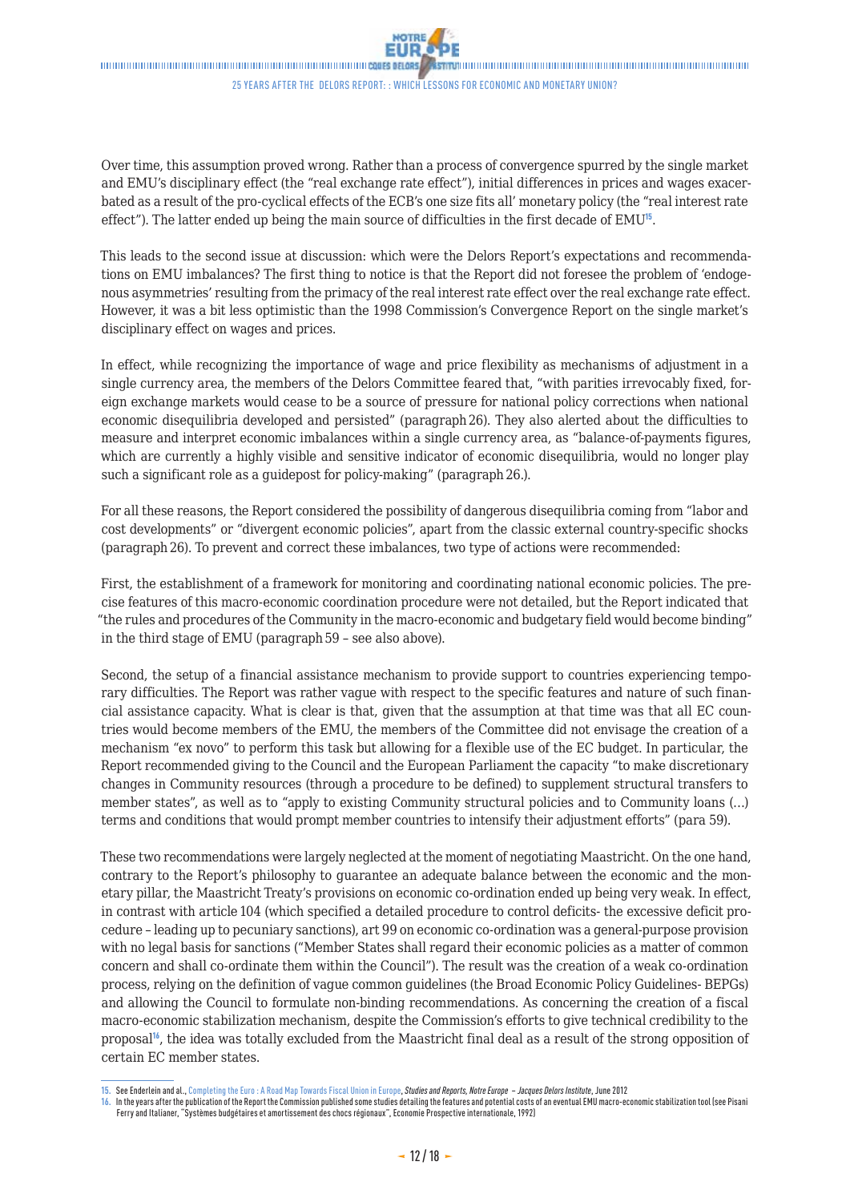Over time, this assumption proved wrong. Rather than a process of convergence spurred by the single market and EMU's disciplinary effect (the "real exchange rate effect"), initial differences in prices and wages exacerbated as a result of the pro-cyclical effects of the ECB's one size fits all' monetary policy (the "real interest rate effect"). The latter ended up being the main source of difficulties in the first decade of EMU[15].

This leads to the second issue at discussion: which were the Delors Report's expectations and recommendations on EMU imbalances? The first thing to notice is that the Report did not foresee the problem of 'endogenous asymmetries' resulting from the primacy of the real interest rate effect over the real exchange rate effect. However, it was a bit less optimistic than the 1998 Commission's Convergence Report on the single market's disciplinary effect on wages and prices.

In effect, while recognizing the importance of wage and price flexibility as mechanisms of adjustment in a single currency area, the members of the Delors Committee feared that, "with parities irrevocably fixed, foreign exchange markets would cease to be a source of pressure for national policy corrections when national economic disequilibria developed and persisted" (paragraph 26). They also alerted about the difficulties to measure and interpret economic imbalances within a single currency area, as "balance-of-payments figures, which are currently a highly visible and sensitive indicator of economic disequilibria, would no longer play such a significant role as a guidepost for policy-making" (paragraph 26.).

For all these reasons, the Report considered the possibility of dangerous disequilibria coming from "labor and cost developments" or "divergent economic policies", apart from the classic external country-specific shocks (paragraph 26). To prevent and correct these imbalances, two type of actions were recommended:

First, the establishment of a framework for monitoring and coordinating national economic policies. The precise features of this macro-economic coordination procedure were not detailed, but the Report indicated that "the rules and procedures of the Community in the macro-economic and budgetary field would become binding" in the third stage of EMU (paragraph 59 – see also above).

Second, the setup of a financial assistance mechanism to provide support to countries experiencing temporary difficulties. The Report was rather vague with respect to the specific features and nature of such financial assistance capacity. What is clear is that, given that the assumption at that time was that all EC countries would become members of the EMU, the members of the Committee did not envisage the creation of a mechanism "ex novo" to perform this task but allowing for a flexible use of the EC budget. In particular, the Report recommended giving to the Council and the European Parliament the capacity "to make discretionary changes in Community resources (through a procedure to be defined) to supplement structural transfers to member states", as well as to "apply to existing Community structural policies and to Community loans (…) terms and conditions that would prompt member countries to intensify their adjustment efforts" (para 59).

These two recommendations were largely neglected at the moment of negotiating Maastricht. On the one hand, contrary to the Report's philosophy to guarantee an adequate balance between the economic and the monetary pillar, the Maastricht Treaty's provisions on economic co-ordination ended up being very weak. In effect, in contrast with article 104 (which specified a detailed procedure to control deficits- the excessive deficit procedure – leading up to pecuniary sanctions), art 99 on economic co-ordination was a general-purpose provision with no legal basis for sanctions ("Member States shall regard their economic policies as a matter of common concern and shall co-ordinate them within the Council"). The result was the creation of a weak co-ordination process, relying on the definition of vague common guidelines (the Broad Economic Policy Guidelines- BEPGs) and allowing the Council to formulate non-binding recommendations. As concerning the creation of a fiscal macro-economic stabilization mechanism, despite the Commission's efforts to give technical credibility to the proposal[16], the idea was totally excluded from the Maastricht final deal as a result of the strong opposition of certain EC member states.

---

15. See Enderlein and al., Completing the Euro : A Road Map Towards Fiscal Union in Europe, *Studies and Reports, Notre Europe – Jacques Delors Institute*, June 2012

16. In the years after the publication of the Report the Commission published some studies detailing the features and potential costs of an eventual EMU macro-economic stabilization tool (see Pisani Ferry and Italianer, "Systèmes budgétaires et amortissement des chocs régionaux", Economie Prospective internationale, 1992)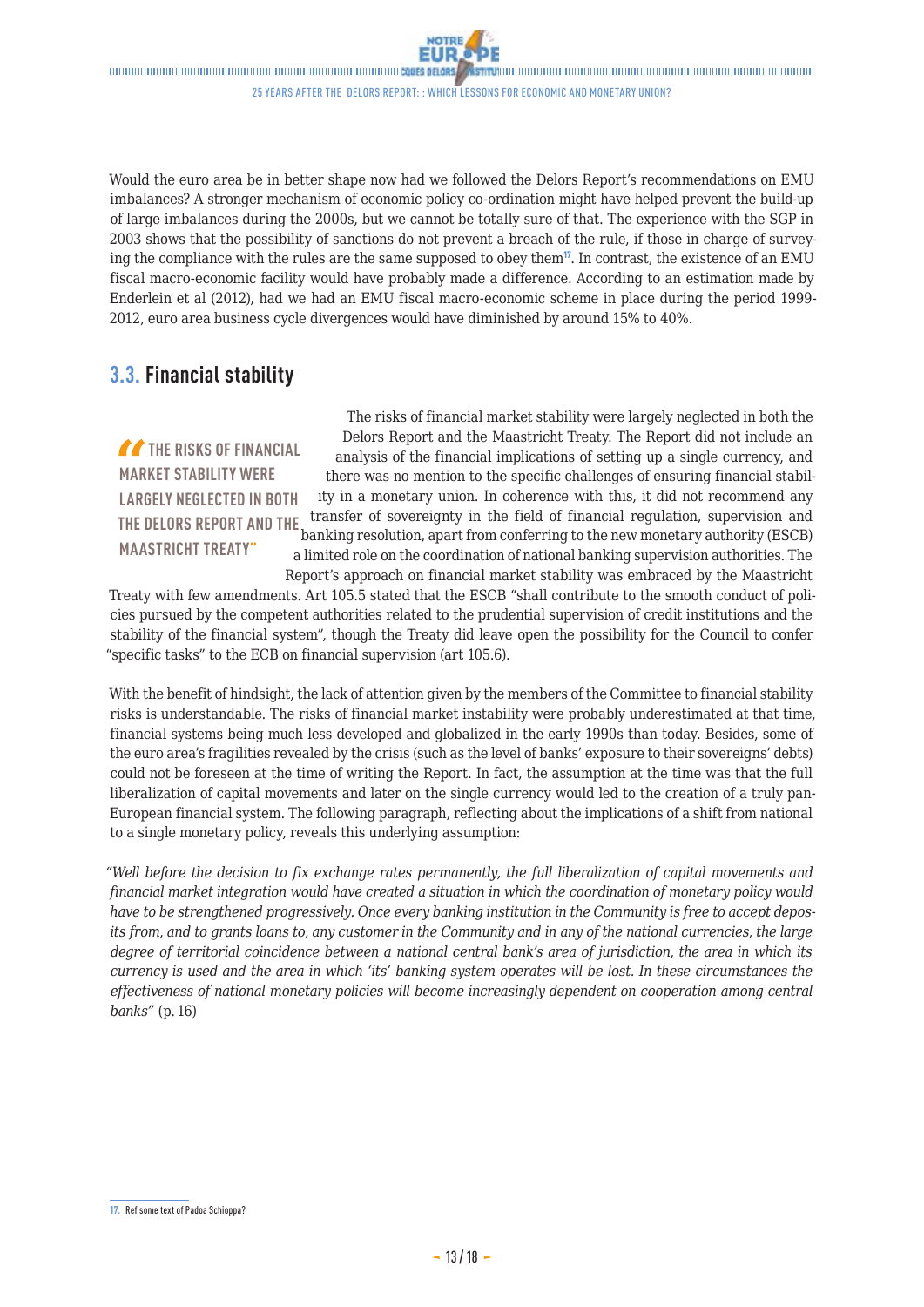Would the euro area be in better shape now had we followed the Delors Report's recommendations on EMU imbalances? A stronger mechanism of economic policy co-ordination might have helped prevent the build-up of large imbalances during the 2000s, but we cannot be totally sure of that. The experience with the SGP in 2003 shows that the possibility of sanctions do not prevent a breach of the rule, if those in charge of surveying the compliance with the rules are the same supposed to obey them[17]. In contrast, the existence of an EMU fiscal macro-economic facility would have probably made a difference. According to an estimation made by Enderlein et al (2012), had we had an EMU fiscal macro-economic scheme in place during the period 1999-2012, euro area business cycle divergences would have diminished by around 15% to 40%.

## 3.3. Financial stability

> **"THE RISKS OF FINANCIAL MARKET STABILITY WERE LARGELY NEGLECTED IN BOTH THE DELORS REPORT AND THE MAASTRICHT TREATY"**

The risks of financial market stability were largely neglected in both the Delors Report and the Maastricht Treaty. The Report did not include an analysis of the financial implications of setting up a single currency, and there was no mention to the specific challenges of ensuring financial stability in a monetary union. In coherence with this, it did not recommend any transfer of sovereignty in the field of financial regulation, supervision and banking resolution, apart from conferring to the new monetary authority (ESCB) a limited role on the coordination of national banking supervision authorities. The Report's approach on financial market stability was embraced by the Maastricht Treaty with few amendments. Art 105.5 stated that the ESCB "shall contribute to the smooth conduct of policies pursued by the competent authorities related to the prudential supervision of credit institutions and the stability of the financial system", though the Treaty did leave open the possibility for the Council to confer "specific tasks" to the ECB on financial supervision (art 105.6).

With the benefit of hindsight, the lack of attention given by the members of the Committee to financial stability risks is understandable. The risks of financial market instability were probably underestimated at that time, financial systems being much less developed and globalized in the early 1990s than today. Besides, some of the euro area's fragilities revealed by the crisis (such as the level of banks' exposure to their sovereigns' debts) could not be foreseen at the time of writing the Report. In fact, the assumption at the time was that the full liberalization of capital movements and later on the single currency would led to the creation of a truly pan-European financial system. The following paragraph, reflecting about the implications of a shift from national to a single monetary policy, reveals this underlying assumption:

*"Well before the decision to fix exchange rates permanently, the full liberalization of capital movements and financial market integration would have created a situation in which the coordination of monetary policy would have to be strengthened progressively. Once every banking institution in the Community is free to accept deposits from, and to grants loans to, any customer in the Community and in any of the national currencies, the large degree of territorial coincidence between a national central bank's area of jurisdiction, the area in which its currency is used and the area in which 'its' banking system operates will be lost. In these circumstances the effectiveness of national monetary policies will become increasingly dependent on cooperation among central banks"* (p. 16)

---

17. Ref some text of Padoa Schioppa?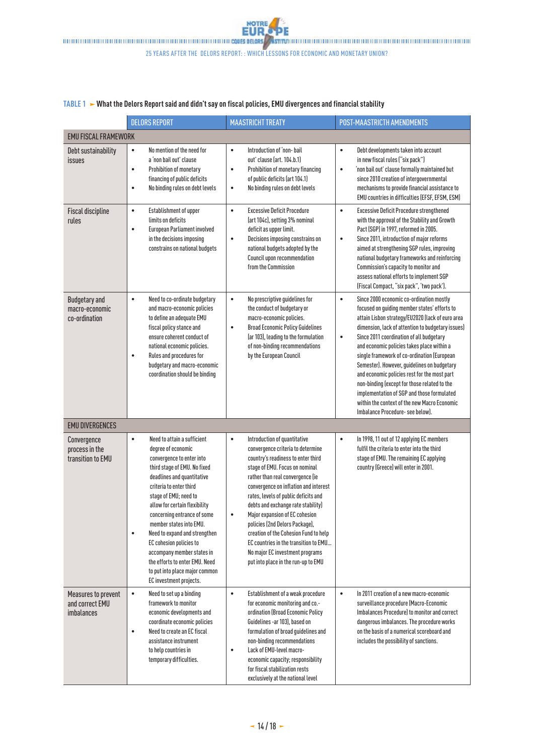**TABLE 1** ➤ **What the Delors Report said and didn't say on fiscal policies, EMU divergences and financial stability**

| | DELORS REPORT | MAASTRICHT TREATY | POST-MAASTRICTH AMENDMENTS |
|---|---|---|---|
| **EMU FISCAL FRAMEWORK** | | | |
| Debt sustainability issues | • No mention of the need for a 'non bail out' clause<br>• Prohibition of monetary financing of public deficits<br>• No binding rules on debt levels | • Introduction of 'non- bail out' clause (art. 104.b.1)<br>• Prohibition of monetary financing of public deficits (art 104.1)<br>• No binding rules on debt levels | • Debt developments taken into account in new fiscal rules ("six pack")<br>• 'non bail out' clause formally maintained but since 2010 creation of intergovernmental mechanisms to provide financial assistance to EMU countries in difficulties (EFSF, EFSM, ESM) |
| Fiscal discipline rules | • Establishment of upper limits on deficits<br>• European Parliament involved in the decisions imposing constrains on national budgets | • Excessive Deficit Procedure (art 104c), setting 3% nominal deficit as upper limit.<br>• Decisions imposing constrains on national budgets adopted by the Council upon recommendation from the Commission | • Excessive Deficit Procedure strengthened with the approval of the Stability and Growth Pact (SGP) in 1997, reformed in 2005.<br>• Since 2011, introduction of major reforms aimed at strengthening SGP rules, improving national budgetary frameworks and reinforcing Commission's capacity to monitor and assess national efforts to implement SGP (Fiscal Compact, "six pack", 'two pack'). |
| Budgetary and macro-economic co-ordination | • Need to co-ordinate budgetary and macro-economic policies to define an adequate EMU fiscal policy stance and ensure coherent conduct of national economic policies.<br>• Rules and procedures for budgetary and macro-economic coordination should be binding | • No prescriptive guidelines for the conduct of budgetary or macro-economic policies.<br>• Broad Economic Policy Guidelines (ar 103), leading to the formulation of non-binding recommendations by the European Council | • Since 2000 economic co-ordination mostly focused on guiding member states' efforts to attain Lisbon strategy/EU2020 (lack of euro area dimension, lack of attention to budgetary issues)<br>• Since 2011 coordination of all budgetary and economic policies takes place within a single framework of co-ordination (European Semester). However, guidelines on budgetary and economic policies rest for the most part non-binding (except for those related to the implementation of SGP and those formulated within the context of the new Macro Economic Imbalance Procedure- see below). |
| **EMU DIVERGENCES** | | | |
| Convergence process in the transition to EMU | • Need to attain a sufficient degree of economic convergence to enter into third stage of EMU. No fixed deadlines and quantitative criteria to enter third stage of EMU; need to allow for certain flexibility concerning entrance of some member states into EMU.<br>• Need to expand and strengthen EC cohesion policies to accompany member states in the efforts to enter EMU. Need to put into place major common EC investment projects. | • Introduction of quantitative convergence criteria to determine country's readiness to enter third stage of EMU. Focus on nominal rather than real convergence (ie convergence on inflation and interest rates, levels of public deficits and debts and exchange rate stability)<br>• Major expansion of EC cohesion policies (2nd Delors Package), creation of the Cohesion Fund to help EC countries in the transition to EMU... No major EC investment programs put into place in the run-up to EMU | • In 1998, 11 out of 12 applying EC members fulfil the criteria to enter into the third stage of EMU. The remaining EC applying country (Greece) will enter in 2001. |
| Measures to prevent and correct EMU imbalances | • Need to set up a binding framework to monitor economic developments and coordinate economic policies<br>• Need to create an EC fiscal assistance instrument to help countries in temporary difficulties. | • Establishment of a weak procedure for economic monitoring and co.-ordination (Broad Economic Policy Guidelines -ar 103), based on formulation of broad guidelines and non-binding recommendations<br>• Lack of EMU-level macro-economic capacity; responsibility for fiscal stabilization rests exclusively at the national level | • In 2011 creation of a new macro-economic surveillance procedure (Macro-Economic Imbalances Procedure) to monitor and correct dangerous imbalances. The procedure works on the basis of a numerical scoreboard and includes the possibility of sanctions. |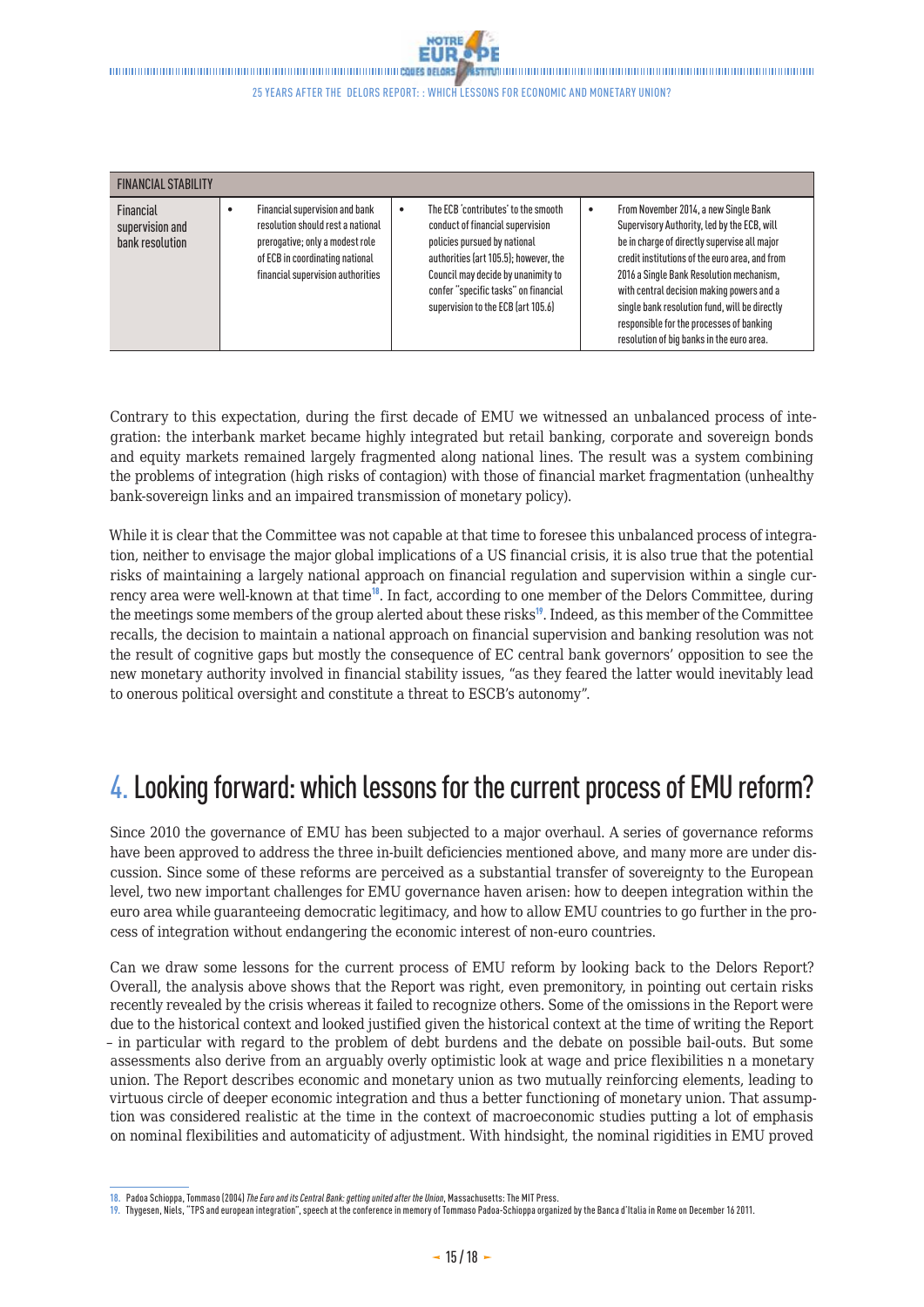| FINANCIAL STABILITY | | | |
|---|---|---|---|
| Financial supervision and bank resolution | • Financial supervision and bank resolution should rest a national prerogative; only a modest role of ECB in coordinating national financial supervision authorities | • The ECB 'contributes' to the smooth conduct of financial supervision policies pursued by national authorities (art 105.5); however, the Council may decide by unanimity to confer "specific tasks" on financial supervision to the ECB (art 105.6) | • From November 2014, a new Single Bank Supervisory Authority, led by the ECB, will be in charge of directly supervise all major credit institutions of the euro area, and from 2016 a Single Bank Resolution mechanism, with central decision making powers and a single bank resolution fund, will be directly responsible for the processes of banking resolution of big banks in the euro area. |

Contrary to this expectation, during the first decade of EMU we witnessed an unbalanced process of integration: the interbank market became highly integrated but retail banking, corporate and sovereign bonds and equity markets remained largely fragmented along national lines. The result was a system combining the problems of integration (high risks of contagion) with those of financial market fragmentation (unhealthy bank-sovereign links and an impaired transmission of monetary policy).

While it is clear that the Committee was not capable at that time to foresee this unbalanced process of integration, neither to envisage the major global implications of a US financial crisis, it is also true that the potential risks of maintaining a largely national approach on financial regulation and supervision within a single currency area were well-known at that time[18]. In fact, according to one member of the Delors Committee, during the meetings some members of the group alerted about these risks[19]. Indeed, as this member of the Committee recalls, the decision to maintain a national approach on financial supervision and banking resolution was not the result of cognitive gaps but mostly the consequence of EC central bank governors' opposition to see the new monetary authority involved in financial stability issues, "as they feared the latter would inevitably lead to onerous political oversight and constitute a threat to ESCB's autonomy".

# 4. Looking forward: which lessons for the current process of EMU reform?

Since 2010 the governance of EMU has been subjected to a major overhaul. A series of governance reforms have been approved to address the three in-built deficiencies mentioned above, and many more are under discussion. Since some of these reforms are perceived as a substantial transfer of sovereignty to the European level, two new important challenges for EMU governance haven arisen: how to deepen integration within the euro area while guaranteeing democratic legitimacy, and how to allow EMU countries to go further in the process of integration without endangering the economic interest of non-euro countries.

Can we draw some lessons for the current process of EMU reform by looking back to the Delors Report? Overall, the analysis above shows that the Report was right, even premonitory, in pointing out certain risks recently revealed by the crisis whereas it failed to recognize others. Some of the omissions in the Report were due to the historical context and looked justified given the historical context at the time of writing the Report – in particular with regard to the problem of debt burdens and the debate on possible bail-outs. But some assessments also derive from an arguably overly optimistic look at wage and price flexibilities n a monetary union. The Report describes economic and monetary union as two mutually reinforcing elements, leading to virtuous circle of deeper economic integration and thus a better functioning of monetary union. That assumption was considered realistic at the time in the context of macroeconomic studies putting a lot of emphasis on nominal flexibilities and automaticity of adjustment. With hindsight, the nominal rigidities in EMU proved

18. Padoa Schioppa, Tommaso (2004) *The Euro and its Central Bank: getting united after the Union*, Massachusetts: The MIT Press.

19. Thygesen, Niels, "TPS and european integration", speech at the conference in memory of Tommaso Padoa-Schioppa organized by the Banca d'Italia in Rome on December 16 2011.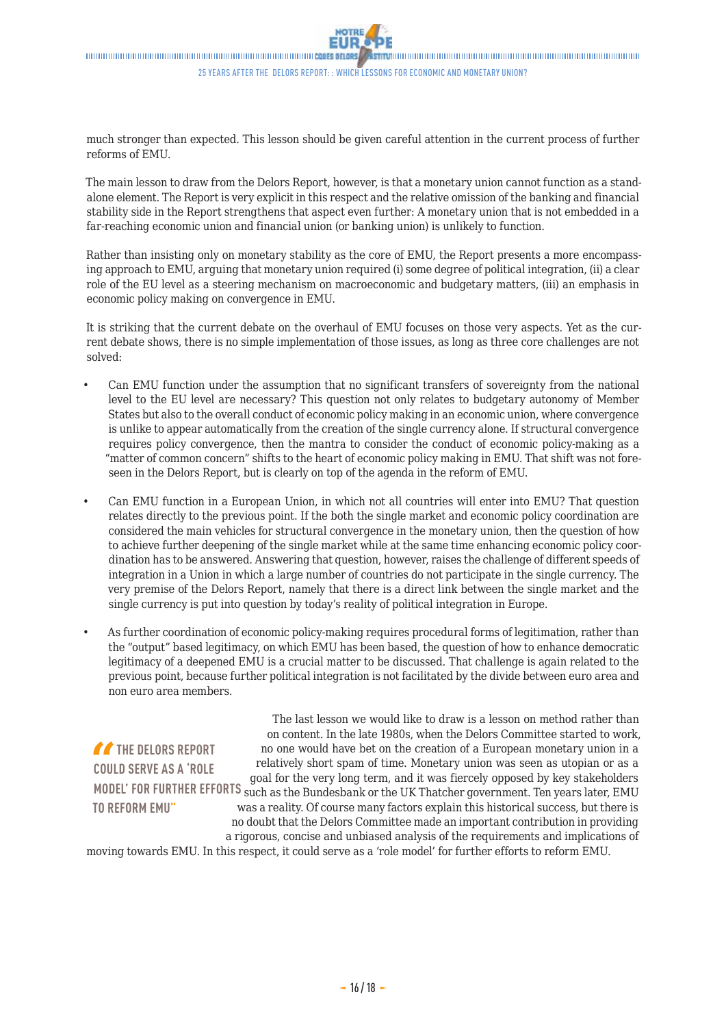much stronger than expected. This lesson should be given careful attention in the current process of further reforms of EMU.

The main lesson to draw from the Delors Report, however, is that a monetary union cannot function as a stand-alone element. The Report is very explicit in this respect and the relative omission of the banking and financial stability side in the Report strengthens that aspect even further: A monetary union that is not embedded in a far-reaching economic union and financial union (or banking union) is unlikely to function.

Rather than insisting only on monetary stability as the core of EMU, the Report presents a more encompassing approach to EMU, arguing that monetary union required (i) some degree of political integration, (ii) a clear role of the EU level as a steering mechanism on macroeconomic and budgetary matters, (iii) an emphasis in economic policy making on convergence in EMU.

It is striking that the current debate on the overhaul of EMU focuses on those very aspects. Yet as the current debate shows, there is no simple implementation of those issues, as long as three core challenges are not solved:

- Can EMU function under the assumption that no significant transfers of sovereignty from the national level to the EU level are necessary? This question not only relates to budgetary autonomy of Member States but also to the overall conduct of economic policy making in an economic union, where convergence is unlike to appear automatically from the creation of the single currency alone. If structural convergence requires policy convergence, then the mantra to consider the conduct of economic policy-making as a "matter of common concern" shifts to the heart of economic policy making in EMU. That shift was not foreseen in the Delors Report, but is clearly on top of the agenda in the reform of EMU.

- Can EMU function in a European Union, in which not all countries will enter into EMU? That question relates directly to the previous point. If the both the single market and economic policy coordination are considered the main vehicles for structural convergence in the monetary union, then the question of how to achieve further deepening of the single market while at the same time enhancing economic policy coordination has to be answered. Answering that question, however, raises the challenge of different speeds of integration in a Union in which a large number of countries do not participate in the single currency. The very premise of the Delors Report, namely that there is a direct link between the single market and the single currency is put into question by today's reality of political integration in Europe.

- As further coordination of economic policy-making requires procedural forms of legitimation, rather than the "output" based legitimacy, on which EMU has been based, the question of how to enhance democratic legitimacy of a deepened EMU is a crucial matter to be discussed. That challenge is again related to the previous point, because further political integration is not facilitated by the divide between euro area and non euro area members.

> "THE DELORS REPORT COULD SERVE AS A 'ROLE MODEL' FOR FURTHER EFFORTS TO REFORM EMU"

The last lesson we would like to draw is a lesson on method rather than on content. In the late 1980s, when the Delors Committee started to work, no one would have bet on the creation of a European monetary union in a relatively short spam of time. Monetary union was seen as utopian or as a goal for the very long term, and it was fiercely opposed by key stakeholders such as the Bundesbank or the UK Thatcher government. Ten years later, EMU was a reality. Of course many factors explain this historical success, but there is no doubt that the Delors Committee made an important contribution in providing a rigorous, concise and unbiased analysis of the requirements and implications of moving towards EMU. In this respect, it could serve as a 'role model' for further efforts to reform EMU.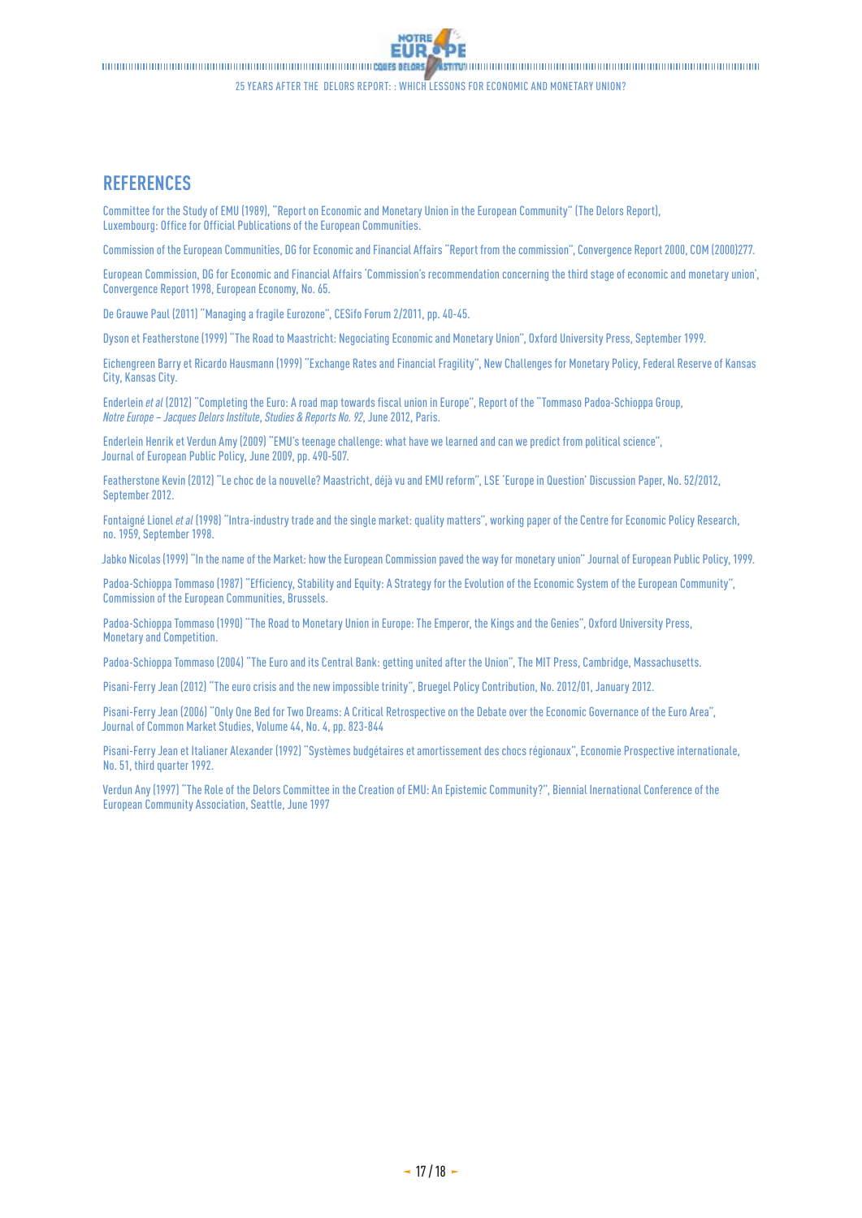## REFERENCES

Committee for the Study of EMU (1989), "Report on Economic and Monetary Union in the European Community" (The Delors Report), Luxembourg: Office for Official Publications of the European Communities.

Commission of the European Communities, DG for Economic and Financial Affairs "Report from the commission", Convergence Report 2000, COM (2000)277.

European Commission, DG for Economic and Financial Affairs 'Commission's recommendation concerning the third stage of economic and monetary union', Convergence Report 1998, European Economy, No. 65.

De Grauwe Paul (2011) "Managing a fragile Eurozone", CESifo Forum 2/2011, pp. 40-45.

Dyson et Featherstone (1999) "The Road to Maastricht: Negociating Economic and Monetary Union", Oxford University Press, September 1999.

Eichengreen Barry et Ricardo Hausmann (1999) "Exchange Rates and Financial Fragility", New Challenges for Monetary Policy, Federal Reserve of Kansas City, Kansas City.

Enderlein *et al* (2012) "Completing the Euro: A road map towards fiscal union in Europe", Report of the "Tommaso Padoa-Schioppa Group, *Notre Europe – Jacques Delors Institute*, *Studies & Reports No. 92*, June 2012, Paris.

Enderlein Henrik et Verdun Amy (2009) "EMU's teenage challenge: what have we learned and can we predict from political science", Journal of European Public Policy, June 2009, pp. 490-507.

Featherstone Kevin (2012) "Le choc de la nouvelle? Maastricht, déjà vu and EMU reform", LSE 'Europe in Question' Discussion Paper, No. 52/2012, September 2012.

Fontaigné Lionel *et al* (1998) "Intra-industry trade and the single market: quality matters", working paper of the Centre for Economic Policy Research, no. 1959, September 1998.

Jabko Nicolas (1999) "In the name of the Market: how the European Commission paved the way for monetary union" Journal of European Public Policy, 1999.

Padoa-Schioppa Tommaso (1987) "Efficiency, Stability and Equity: A Strategy for the Evolution of the Economic System of the European Community", Commission of the European Communities, Brussels.

Padoa-Schioppa Tommaso (1990) "The Road to Monetary Union in Europe: The Emperor, the Kings and the Genies", Oxford University Press, Monetary and Competition.

Padoa-Schioppa Tommaso (2004) "The Euro and its Central Bank: getting united after the Union", The MIT Press, Cambridge, Massachusetts.

Pisani-Ferry Jean (2012) "The euro crisis and the new impossible trinity", Bruegel Policy Contribution, No. 2012/01, January 2012.

Pisani-Ferry Jean (2006) "Only One Bed for Two Dreams: A Critical Retrospective on the Debate over the Economic Governance of the Euro Area", Journal of Common Market Studies, Volume 44, No. 4, pp. 823-844

Pisani-Ferry Jean et Italianer Alexander (1992) "Systèmes budgétaires et amortissement des chocs régionaux", Economie Prospective internationale, No. 51, third quarter 1992.

Verdun Any (1997) "The Role of the Delors Committee in the Creation of EMU: An Epistemic Community?", Biennial Inernational Conference of the European Community Association, Seattle, June 1997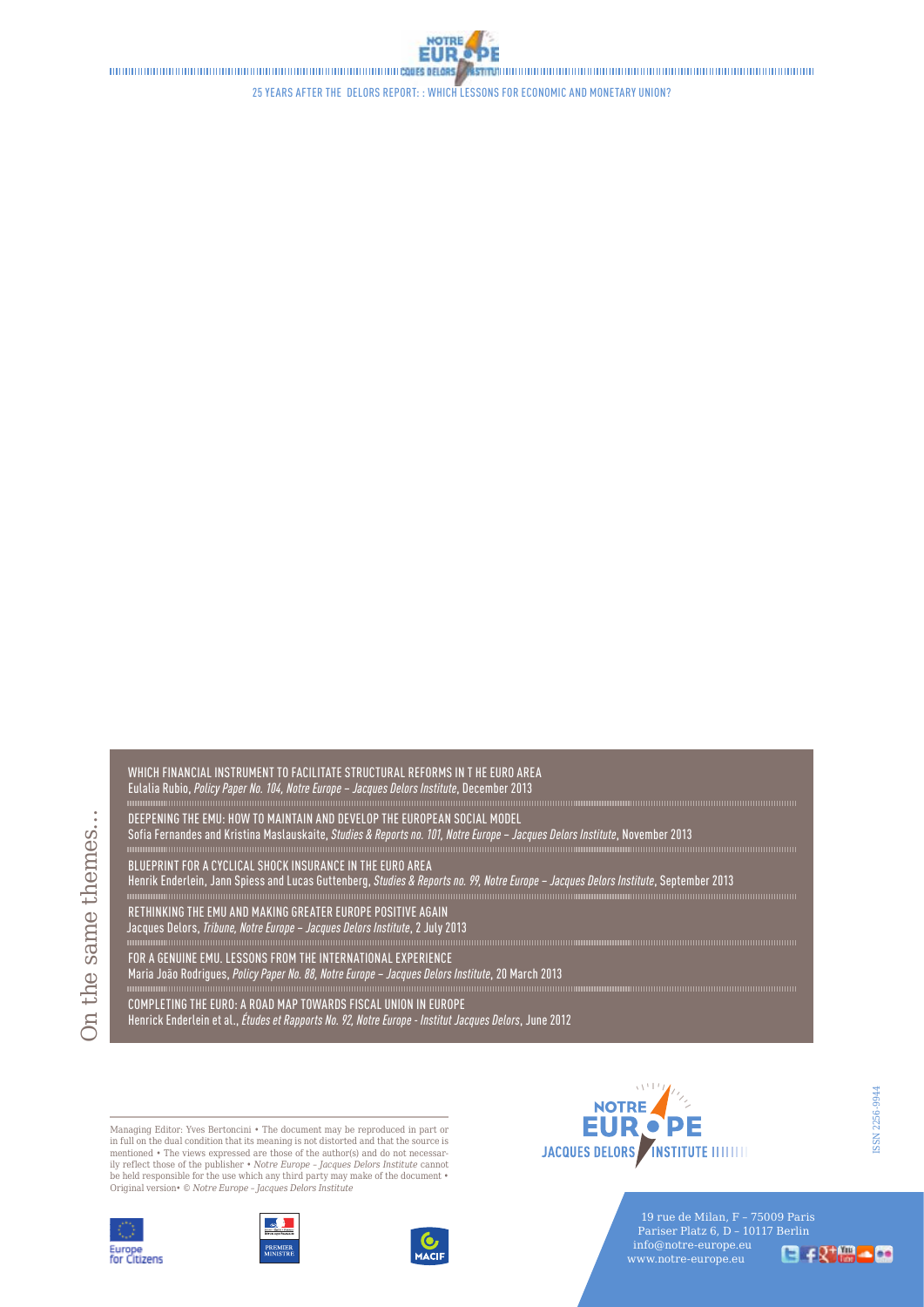On the same themes…

WHICH FINANCIAL INSTRUMENT TO FACILITATE STRUCTURAL REFORMS IN T HE EURO AREA
Eulalia Rubio, *Policy Paper No. 104, Notre Europe – Jacques Delors Institute*, December 2013

DEEPENING THE EMU: HOW TO MAINTAIN AND DEVELOP THE EUROPEAN SOCIAL MODEL
Sofia Fernandes and Kristina Maslauskaite, *Studies & Reports no. 101, Notre Europe – Jacques Delors Institute*, November 2013

BLUEPRINT FOR A CYCLICAL SHOCK INSURANCE IN THE EURO AREA
Henrik Enderlein, Jann Spiess and Lucas Guttenberg, *Studies & Reports no. 99, Notre Europe – Jacques Delors Institute*, September 2013

RETHINKING THE EMU AND MAKING GREATER EUROPE POSITIVE AGAIN
Jacques Delors, *Tribune, Notre Europe – Jacques Delors Institute*, 2 July 2013

FOR A GENUINE EMU. LESSONS FROM THE INTERNATIONAL EXPERIENCE
Maria João Rodrigues, *Policy Paper No. 88, Notre Europe – Jacques Delors Institute*, 20 March 2013

COMPLETING THE EURO: A ROAD MAP TOWARDS FISCAL UNION IN EUROPE
Henrick Enderlein et al., *Études et Rapports No. 92, Notre Europe - Institut Jacques Delors*, June 2012

Managing Editor: Yves Bertoncini • The document may be reproduced in part or in full on the dual condition that its meaning is not distorted and that the source is mentioned • The views expressed are those of the author(s) and do not necessarily reflect those of the publisher • *Notre Europe – Jacques Delors Institute* cannot be held responsible for the use which any third party may make of the document • Original version• © *Notre Europe – Jacques Delors Institute*

ISSN 2256-9944

19 rue de Milan, F – 75009 Paris
Pariser Platz 6, D – 10117 Berlin
info@notre-europe.eu
www.notre-europe.eu